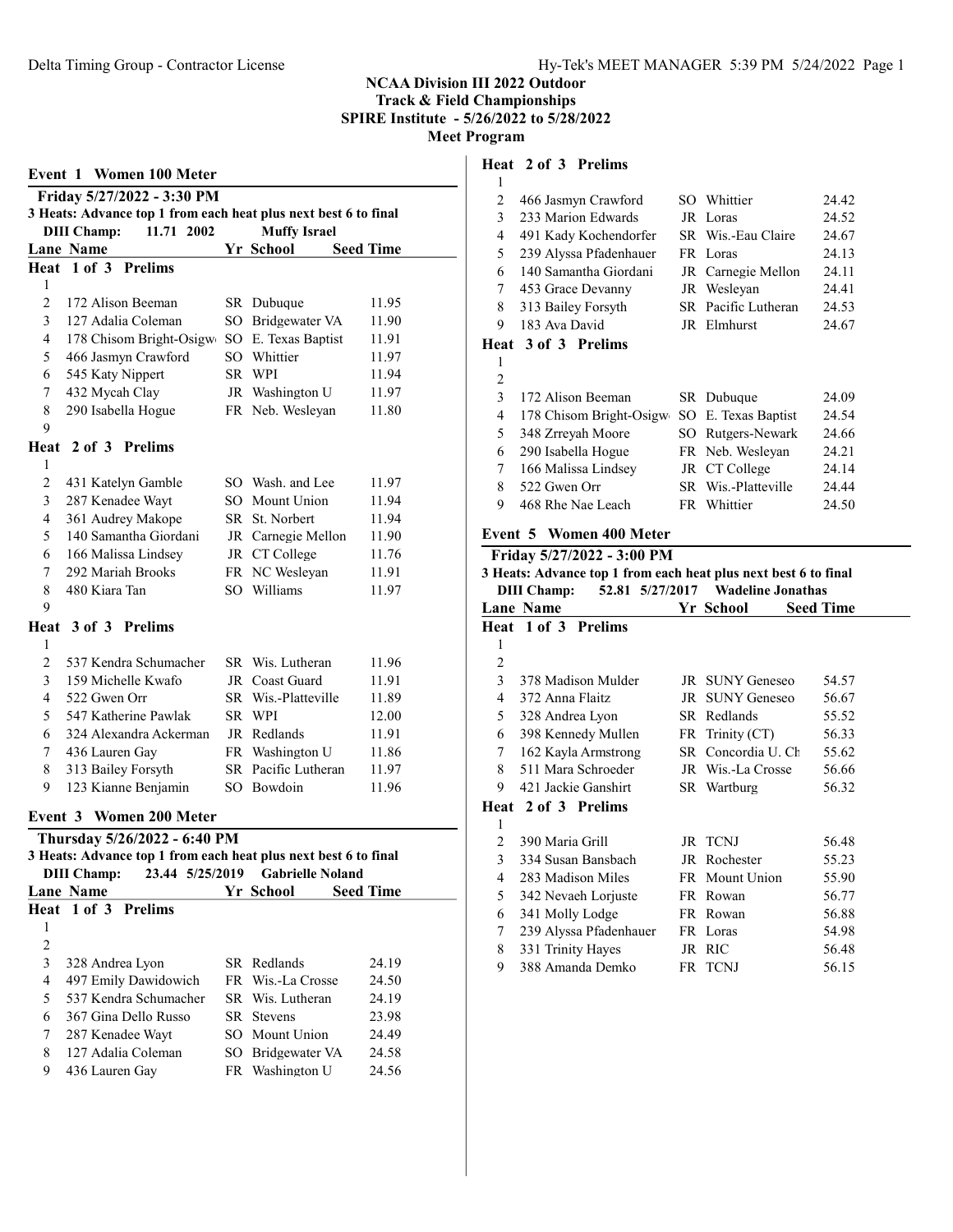# NCAA Division III 2022 Outdoor Track & Field Championships

**SPIRE Institute - 5/26/2022 to 5/28/2022**

**Meet Program**

## Event 1 Women 100 Meter

**Friday 5/27/2022 - 3:30 PM**

**3 Heats: Advance top 1 from each heat plus next best 6 to final**

**DIII Champ: 11.71 2002 Muffy Israel**

### Heat 1 of 3 Prelims

| Lane | Name | Yr | School | Seed Time |
|---|---|---|---|---|
| 1 | | | | |
| 2 | 172 Alison Beeman | SR | Dubuque | 11.95 |
| 3 | 127 Adalia Coleman | SO | Bridgewater VA | 11.90 |
| 4 | 178 Chisom Bright-Osigw | SO | E. Texas Baptist | 11.91 |
| 5 | 466 Jasmyn Crawford | SO | Whittier | 11.97 |
| 6 | 545 Katy Nippert | SR | WPI | 11.94 |
| 7 | 432 Mycah Clay | JR | Washington U | 11.97 |
| 8 | 290 Isabella Hogue | FR | Neb. Wesleyan | 11.80 |
| 9 | | | | |

### Heat 2 of 3 Prelims

| Lane | Name | Yr | School | Seed Time |
|---|---|---|---|---|
| 1 | | | | |
| 2 | 431 Katelyn Gamble | SO | Wash. and Lee | 11.97 |
| 3 | 287 Kenadee Wayt | SO | Mount Union | 11.94 |
| 4 | 361 Audrey Makope | SR | St. Norbert | 11.94 |
| 5 | 140 Samantha Giordani | JR | Carnegie Mellon | 11.90 |
| 6 | 166 Malissa Lindsey | JR | CT College | 11.76 |
| 7 | 292 Mariah Brooks | FR | NC Wesleyan | 11.91 |
| 8 | 480 Kiara Tan | SO | Williams | 11.97 |
| 9 | | | | |

### Heat 3 of 3 Prelims

| Lane | Name | Yr | School | Seed Time |
|---|---|---|---|---|
| 1 | | | | |
| 2 | 537 Kendra Schumacher | SR | Wis. Lutheran | 11.96 |
| 3 | 159 Michelle Kwafo | JR | Coast Guard | 11.91 |
| 4 | 522 Gwen Orr | SR | Wis.-Platteville | 11.89 |
| 5 | 547 Katherine Pawlak | SR | WPI | 12.00 |
| 6 | 324 Alexandra Ackerman | JR | Redlands | 11.91 |
| 7 | 436 Lauren Gay | FR | Washington U | 11.86 |
| 8 | 313 Bailey Forsyth | SR | Pacific Lutheran | 11.97 |
| 9 | 123 Kianne Benjamin | SO | Bowdoin | 11.96 |

## Event 3 Women 200 Meter

**Thursday 5/26/2022 - 6:40 PM**

**3 Heats: Advance top 1 from each heat plus next best 6 to final**

**DIII Champ: 23.44 5/25/2019 Gabrielle Noland**

### Heat 1 of 3 Prelims

| Lane | Name | Yr | School | Seed Time |
|---|---|---|---|---|
| 1 | | | | |
| 2 | | | | |
| 3 | 328 Andrea Lyon | SR | Redlands | 24.19 |
| 4 | 497 Emily Dawidowich | FR | Wis.-La Crosse | 24.50 |
| 5 | 537 Kendra Schumacher | SR | Wis. Lutheran | 24.19 |
| 6 | 367 Gina Dello Russo | SR | Stevens | 23.98 |
| 7 | 287 Kenadee Wayt | SO | Mount Union | 24.49 |
| 8 | 127 Adalia Coleman | SO | Bridgewater VA | 24.58 |
| 9 | 436 Lauren Gay | FR | Washington U | 24.56 |

### Heat 2 of 3 Prelims

| Lane | Name | Yr | School | Seed Time |
|---|---|---|---|---|
| 1 | | | | |
| 2 | 466 Jasmyn Crawford | SO | Whittier | 24.42 |
| 3 | 233 Marion Edwards | JR | Loras | 24.52 |
| 4 | 491 Kady Kochendorfer | SR | Wis.-Eau Claire | 24.67 |
| 5 | 239 Alyssa Pfadenhauer | FR | Loras | 24.13 |
| 6 | 140 Samantha Giordani | JR | Carnegie Mellon | 24.11 |
| 7 | 453 Grace Devanny | JR | Wesleyan | 24.41 |
| 8 | 313 Bailey Forsyth | SR | Pacific Lutheran | 24.53 |
| 9 | 183 Ava David | JR | Elmhurst | 24.67 |

### Heat 3 of 3 Prelims

| Lane | Name | Yr | School | Seed Time |
|---|---|---|---|---|
| 1 | | | | |
| 2 | | | | |
| 3 | 172 Alison Beeman | SR | Dubuque | 24.09 |
| 4 | 178 Chisom Bright-Osigw | SO | E. Texas Baptist | 24.54 |
| 5 | 348 Zrreyah Moore | SO | Rutgers-Newark | 24.66 |
| 6 | 290 Isabella Hogue | FR | Neb. Wesleyan | 24.21 |
| 7 | 166 Malissa Lindsey | JR | CT College | 24.14 |
| 8 | 522 Gwen Orr | SR | Wis.-Platteville | 24.44 |
| 9 | 468 Rhe Nae Leach | FR | Whittier | 24.50 |

## Event 5 Women 400 Meter

**Friday 5/27/2022 - 3:00 PM**

**3 Heats: Advance top 1 from each heat plus next best 6 to final**

**DIII Champ: 52.81 5/27/2017 Wadeline Jonathas**

### Heat 1 of 3 Prelims

| Lane | Name | Yr | School | Seed Time |
|---|---|---|---|---|
| 1 | | | | |
| 2 | | | | |
| 3 | 378 Madison Mulder | JR | SUNY Geneseo | 54.57 |
| 4 | 372 Anna Flaitz | JR | SUNY Geneseo | 56.67 |
| 5 | 328 Andrea Lyon | SR | Redlands | 55.52 |
| 6 | 398 Kennedy Mullen | FR | Trinity (CT) | 56.33 |
| 7 | 162 Kayla Armstrong | SR | Concordia U. Ch | 55.62 |
| 8 | 511 Mara Schroeder | JR | Wis.-La Crosse | 56.66 |
| 9 | 421 Jackie Ganshirt | SR | Wartburg | 56.32 |

### Heat 2 of 3 Prelims

| Lane | Name | Yr | School | Seed Time |
|---|---|---|---|---|
| 1 | | | | |
| 2 | 390 Maria Grill | JR | TCNJ | 56.48 |
| 3 | 334 Susan Bansbach | JR | Rochester | 55.23 |
| 4 | 283 Madison Miles | FR | Mount Union | 55.90 |
| 5 | 342 Nevaeh Lorjuste | FR | Rowan | 56.77 |
| 6 | 341 Molly Lodge | FR | Rowan | 56.88 |
| 7 | 239 Alyssa Pfadenhauer | FR | Loras | 54.98 |
| 8 | 331 Trinity Hayes | JR | RIC | 56.48 |
| 9 | 388 Amanda Demko | FR | TCNJ | 56.15 |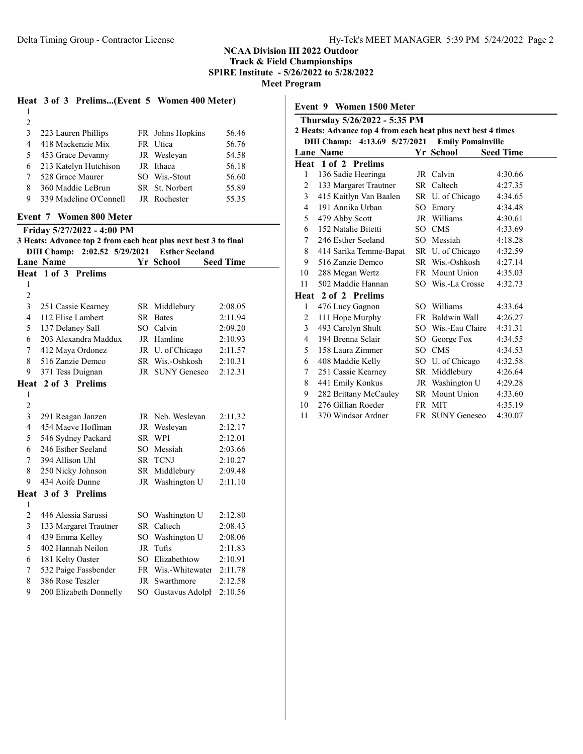**NCAA Division III 2022 Outdoor**
**Track & Field Championships**
**SPIRE Institute - 5/26/2022 to 5/28/2022**
**Meet Program**

### Heat 3 of 3 Prelims...(Event 5 Women 400 Meter)

| Lane | Name | Yr | School | Seed Time |
|---|---|---|---|---|
| 1 | | | | |
| 2 | | | | |
| 3 | 223 Lauren Phillips | FR | Johns Hopkins | 56.46 |
| 4 | 418 Mackenzie Mix | FR | Utica | 56.76 |
| 5 | 453 Grace Devanny | JR | Wesleyan | 54.58 |
| 6 | 213 Katelyn Hutchison | JR | Ithaca | 56.18 |
| 7 | 528 Grace Maurer | SO | Wis.-Stout | 56.60 |
| 8 | 360 Maddie LeBrun | SR | St. Norbert | 55.89 |
| 9 | 339 Madeline O'Connell | JR | Rochester | 55.35 |

## Event 7 Women 800 Meter

**Friday 5/27/2022 - 4:00 PM**
**3 Heats: Advance top 2 from each heat plus next best 3 to final**
**DIII Champ: 2:02.52 5/29/2021 Esther Seeland**

| Lane | Name | Yr | School | Seed Time |
|---|---|---|---|---|
| **Heat 1 of 3 Prelims** | | | | |
| 1 | | | | |
| 2 | | | | |
| 3 | 251 Cassie Kearney | SR | Middlebury | 2:08.05 |
| 4 | 112 Elise Lambert | SR | Bates | 2:11.94 |
| 5 | 137 Delaney Sall | SO | Calvin | 2:09.20 |
| 6 | 203 Alexandra Maddux | JR | Hamline | 2:10.93 |
| 7 | 412 Maya Ordonez | JR | U. of Chicago | 2:11.57 |
| 8 | 516 Zanzie Demco | SR | Wis.-Oshkosh | 2:10.31 |
| 9 | 371 Tess Duignan | JR | SUNY Geneseo | 2:12.31 |
| **Heat 2 of 3 Prelims** | | | | |
| 1 | | | | |
| 2 | | | | |
| 3 | 291 Reagan Janzen | JR | Neb. Wesleyan | 2:11.32 |
| 4 | 454 Maeve Hoffman | JR | Wesleyan | 2:12.17 |
| 5 | 546 Sydney Packard | SR | WPI | 2:12.01 |
| 6 | 246 Esther Seeland | SO | Messiah | 2:03.66 |
| 7 | 394 Allison Uhl | SR | TCNJ | 2:10.27 |
| 8 | 250 Nicky Johnson | SR | Middlebury | 2:09.48 |
| 9 | 434 Aoife Dunne | JR | Washington U | 2:11.10 |
| **Heat 3 of 3 Prelims** | | | | |
| 1 | | | | |
| 2 | 446 Alessia Sarussi | SO | Washington U | 2:12.80 |
| 3 | 133 Margaret Trautner | SR | Caltech | 2:08.43 |
| 4 | 439 Emma Kelley | SO | Washington U | 2:08.06 |
| 5 | 402 Hannah Neilon | JR | Tufts | 2:11.83 |
| 6 | 181 Kelty Oaster | SO | Elizabethtow | 2:10.91 |
| 7 | 532 Paige Fassbender | FR | Wis.-Whitewater | 2:11.78 |
| 8 | 386 Rose Teszler | JR | Swarthmore | 2:12.58 |
| 9 | 200 Elizabeth Donnelly | SO | Gustavus Adolph | 2:10.56 |

## Event 9 Women 1500 Meter

**Thursday 5/26/2022 - 5:35 PM**
**2 Heats: Advance top 4 from each heat plus next best 4 times**
**DIII Champ: 4:13.69 5/27/2021 Emily Pomainville**

| Lane | Name | Yr | School | Seed Time |
|---|---|---|---|---|
| **Heat 1 of 2 Prelims** | | | | |
| 1 | 136 Sadie Heeringa | JR | Calvin | 4:30.66 |
| 2 | 133 Margaret Trautner | SR | Caltech | 4:27.35 |
| 3 | 415 Kaitlyn Van Baalen | SR | U. of Chicago | 4:34.65 |
| 4 | 191 Annika Urban | SO | Emory | 4:34.48 |
| 5 | 479 Abby Scott | JR | Williams | 4:30.61 |
| 6 | 152 Natalie Bitetti | SO | CMS | 4:33.69 |
| 7 | 246 Esther Seeland | SO | Messiah | 4:18.28 |
| 8 | 414 Sarika Temme-Bapat | SR | U. of Chicago | 4:32.59 |
| 9 | 516 Zanzie Demco | SR | Wis.-Oshkosh | 4:27.14 |
| 10 | 288 Megan Wertz | FR | Mount Union | 4:35.03 |
| 11 | 502 Maddie Hannan | SO | Wis.-La Crosse | 4:32.73 |
| **Heat 2 of 2 Prelims** | | | | |
| 1 | 476 Lucy Gagnon | SO | Williams | 4:33.64 |
| 2 | 111 Hope Murphy | FR | Baldwin Wall | 4:26.27 |
| 3 | 493 Carolyn Shult | SO | Wis.-Eau Claire | 4:31.31 |
| 4 | 194 Brenna Sclair | SO | George Fox | 4:34.55 |
| 5 | 158 Laura Zimmer | SO | CMS | 4:34.53 |
| 6 | 408 Maddie Kelly | SO | U. of Chicago | 4:32.58 |
| 7 | 251 Cassie Kearney | SR | Middlebury | 4:26.64 |
| 8 | 441 Emily Konkus | JR | Washington U | 4:29.28 |
| 9 | 282 Brittany McCauley | SR | Mount Union | 4:33.60 |
| 10 | 276 Gillian Roeder | FR | MIT | 4:35.19 |
| 11 | 370 Windsor Ardner | FR | SUNY Geneseo | 4:30.07 |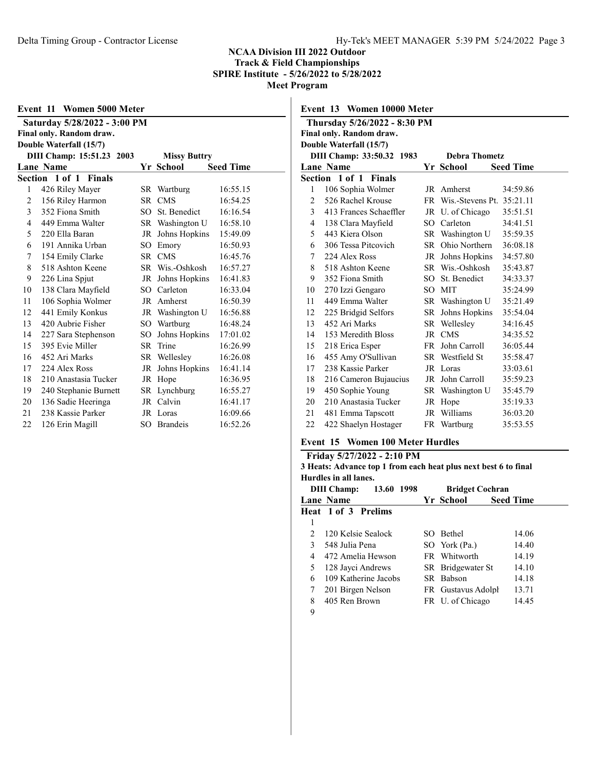## NCAA Division III 2022 Outdoor Track & Field Championships
## SPIRE Institute - 5/26/2022 to 5/28/2022
## Meet Program

### Event 11 Women 5000 Meter

**Saturday 5/28/2022 - 3:00 PM**
**Final only. Random draw.**
**Double Waterfall (15/7)**

**DIII Champ: 15:51.23 2003 Missy Buttry**

| Lane | Name | Yr | School | Seed Time |
|---|---|---|---|---|
| **Section 1 of 1 Finals** | | | | |
| 1 | 426 Riley Mayer | SR | Wartburg | 16:55.15 |
| 2 | 156 Riley Harmon | SR | CMS | 16:54.25 |
| 3 | 352 Fiona Smith | SO | St. Benedict | 16:16.54 |
| 4 | 449 Emma Walter | SR | Washington U | 16:58.10 |
| 5 | 220 Ella Baran | JR | Johns Hopkins | 15:49.09 |
| 6 | 191 Annika Urban | SO | Emory | 16:50.93 |
| 7 | 154 Emily Clarke | SR | CMS | 16:45.76 |
| 8 | 518 Ashton Keene | SR | Wis.-Oshkosh | 16:57.27 |
| 9 | 226 Lina Spjut | JR | Johns Hopkins | 16:41.83 |
| 10 | 138 Clara Mayfield | SO | Carleton | 16:33.04 |
| 11 | 106 Sophia Wolmer | JR | Amherst | 16:50.39 |
| 12 | 441 Emily Konkus | JR | Washington U | 16:56.88 |
| 13 | 420 Aubrie Fisher | SO | Wartburg | 16:48.24 |
| 14 | 227 Sara Stephenson | SO | Johns Hopkins | 17:01.02 |
| 15 | 395 Evie Miller | SR | Trine | 16:26.99 |
| 16 | 452 Ari Marks | SR | Wellesley | 16:26.08 |
| 17 | 224 Alex Ross | JR | Johns Hopkins | 16:41.14 |
| 18 | 210 Anastasia Tucker | JR | Hope | 16:36.95 |
| 19 | 240 Stephanie Burnett | SR | Lynchburg | 16:55.27 |
| 20 | 136 Sadie Heeringa | JR | Calvin | 16:41.17 |
| 21 | 238 Kassie Parker | JR | Loras | 16:09.66 |
| 22 | 126 Erin Magill | SO | Brandeis | 16:52.26 |

### Event 13 Women 10000 Meter

**Thursday 5/26/2022 - 8:30 PM**
**Final only. Random draw.**
**Double Waterfall (15/7)**

**DIII Champ: 33:50.32 1983 Debra Thometz**

| Lane | Name | Yr | School | Seed Time |
|---|---|---|---|---|
| **Section 1 of 1 Finals** | | | | |
| 1 | 106 Sophia Wolmer | JR | Amherst | 34:59.86 |
| 2 | 526 Rachel Krouse | FR | Wis.-Stevens Pt. | 35:21.11 |
| 3 | 413 Frances Schaeffler | JR | U. of Chicago | 35:51.51 |
| 4 | 138 Clara Mayfield | SO | Carleton | 34:41.51 |
| 5 | 443 Kiera Olson | SR | Washington U | 35:59.35 |
| 6 | 306 Tessa Pitcovich | SR | Ohio Northern | 36:08.18 |
| 7 | 224 Alex Ross | JR | Johns Hopkins | 34:57.80 |
| 8 | 518 Ashton Keene | SR | Wis.-Oshkosh | 35:43.87 |
| 9 | 352 Fiona Smith | SO | St. Benedict | 34:33.37 |
| 10 | 270 Izzi Gengaro | SO | MIT | 35:24.99 |
| 11 | 449 Emma Walter | SR | Washington U | 35:21.49 |
| 12 | 225 Bridgid Selfors | SR | Johns Hopkins | 35:54.04 |
| 13 | 452 Ari Marks | SR | Wellesley | 34:16.45 |
| 14 | 153 Meredith Bloss | JR | CMS | 34:35.52 |
| 15 | 218 Erica Esper | FR | John Carroll | 36:05.44 |
| 16 | 455 Amy O'Sullivan | SR | Westfield St | 35:58.47 |
| 17 | 238 Kassie Parker | JR | Loras | 33:03.61 |
| 18 | 216 Cameron Bujaucius | JR | John Carroll | 35:59.23 |
| 19 | 450 Sophie Young | SR | Washington U | 35:45.79 |
| 20 | 210 Anastasia Tucker | JR | Hope | 35:19.33 |
| 21 | 481 Emma Tapscott | JR | Williams | 36:03.20 |
| 22 | 422 Shaelyn Hostager | FR | Wartburg | 35:53.55 |

### Event 15 Women 100 Meter Hurdles

**Friday 5/27/2022 - 2:10 PM**
**3 Heats: Advance top 1 from each heat plus next best 6 to final**
**Hurdles in all lanes.**

**DIII Champ: 13.60 1998 Bridget Cochran**

| Lane | Name | Yr | School | Seed Time |
|---|---|---|---|---|
| **Heat 1 of 3 Prelims** | | | | |
| 1 | | | | |
| 2 | 120 Kelsie Sealock | SO | Bethel | 14.06 |
| 3 | 548 Julia Pena | SO | York (Pa.) | 14.40 |
| 4 | 472 Amelia Hewson | FR | Whitworth | 14.19 |
| 5 | 128 Jayci Andrews | SR | Bridgewater St | 14.10 |
| 6 | 109 Katherine Jacobs | SR | Babson | 14.18 |
| 7 | 201 Birgen Nelson | FR | Gustavus Adolpl | 13.71 |
| 8 | 405 Ren Brown | FR | U. of Chicago | 14.45 |
| 9 | | | | |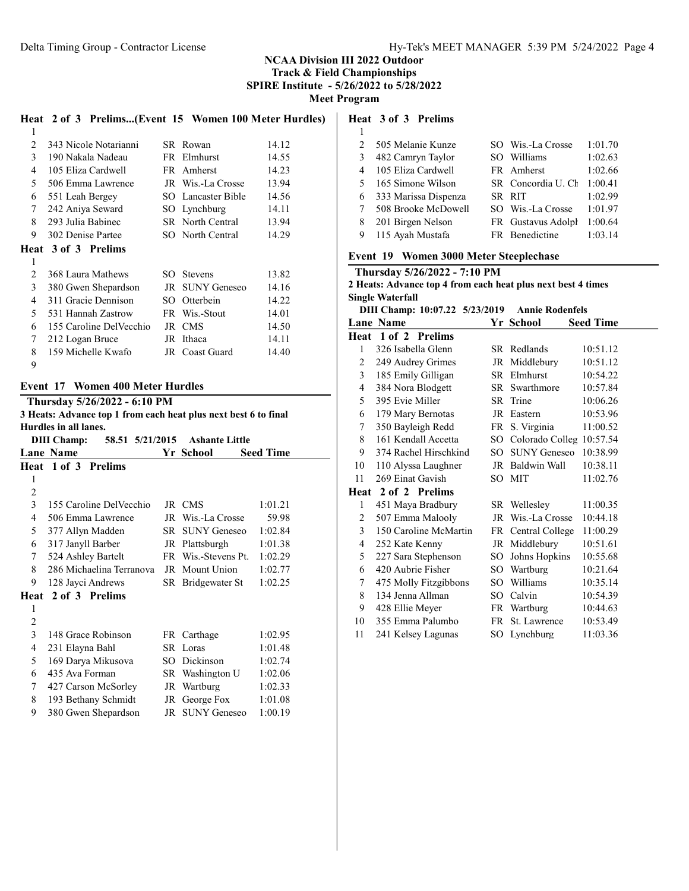## NCAA Division III 2022 Outdoor Track & Field Championships
## SPIRE Institute - 5/26/2022 to 5/28/2022
## Meet Program

### Heat 2 of 3 Prelims...(Event 15 Women 100 Meter Hurdles)

| Lane | Name | Yr | School | Seed Time |
|---|---|---|---|---|
| 1 | | | | |
| 2 | 343 Nicole Notarianni | SR | Rowan | 14.12 |
| 3 | 190 Nakala Nadeau | FR | Elmhurst | 14.55 |
| 4 | 105 Eliza Cardwell | FR | Amherst | 14.23 |
| 5 | 506 Emma Lawrence | JR | Wis.-La Crosse | 13.94 |
| 6 | 551 Leah Bergey | SO | Lancaster Bible | 14.56 |
| 7 | 242 Aniya Seward | SO | Lynchburg | 14.11 |
| 8 | 293 Julia Babinec | SR | North Central | 13.94 |
| 9 | 302 Denise Partee | SO | North Central | 14.29 |

### Heat 3 of 3 Prelims

| Lane | Name | Yr | School | Seed Time |
|---|---|---|---|---|
| 1 | | | | |
| 2 | 368 Laura Mathews | SO | Stevens | 13.82 |
| 3 | 380 Gwen Shepardson | JR | SUNY Geneseo | 14.16 |
| 4 | 311 Gracie Dennison | SO | Otterbein | 14.22 |
| 5 | 531 Hannah Zastrow | FR | Wis.-Stout | 14.01 |
| 6 | 155 Caroline DelVecchio | JR | CMS | 14.50 |
| 7 | 212 Logan Bruce | JR | Ithaca | 14.11 |
| 8 | 159 Michelle Kwafo | JR | Coast Guard | 14.40 |
| 9 | | | | |

### Event 17 Women 400 Meter Hurdles

**Thursday 5/26/2022 - 6:10 PM**

**3 Heats: Advance top 1 from each heat plus next best 6 to final**

**Hurdles in all lanes.**

**DIII Champ: 58.51 5/21/2015 Ashante Little**

#### Heat 1 of 3 Prelims

| Lane | Name | Yr | School | Seed Time |
|---|---|---|---|---|
| 1 | | | | |
| 2 | | | | |
| 3 | 155 Caroline DelVecchio | JR | CMS | 1:01.21 |
| 4 | 506 Emma Lawrence | JR | Wis.-La Crosse | 59.98 |
| 5 | 377 Allyn Madden | SR | SUNY Geneseo | 1:02.84 |
| 6 | 317 Janyll Barber | JR | Plattsburgh | 1:01.38 |
| 7 | 524 Ashley Bartelt | FR | Wis.-Stevens Pt. | 1:02.29 |
| 8 | 286 Michaelina Terranova | JR | Mount Union | 1:02.77 |
| 9 | 128 Jayci Andrews | SR | Bridgewater St | 1:02.25 |

#### Heat 2 of 3 Prelims

| Lane | Name | Yr | School | Seed Time |
|---|---|---|---|---|
| 1 | | | | |
| 2 | | | | |
| 3 | 148 Grace Robinson | FR | Carthage | 1:02.95 |
| 4 | 231 Elayna Bahl | SR | Loras | 1:01.48 |
| 5 | 169 Darya Mikusova | SO | Dickinson | 1:02.74 |
| 6 | 435 Ava Forman | SR | Washington U | 1:02.06 |
| 7 | 427 Carson McSorley | JR | Wartburg | 1:02.33 |
| 8 | 193 Bethany Schmidt | JR | George Fox | 1:01.08 |
| 9 | 380 Gwen Shepardson | JR | SUNY Geneseo | 1:00.19 |

#### Heat 3 of 3 Prelims

| Lane | Name | Yr | School | Seed Time |
|---|---|---|---|---|
| 1 | | | | |
| 2 | 505 Melanie Kunze | SO | Wis.-La Crosse | 1:01.70 |
| 3 | 482 Camryn Taylor | SO | Williams | 1:02.63 |
| 4 | 105 Eliza Cardwell | FR | Amherst | 1:02.66 |
| 5 | 165 Simone Wilson | SR | Concordia U. Ch | 1:00.41 |
| 6 | 333 Marissa Dispenza | SR | RIT | 1:02.99 |
| 7 | 508 Brooke McDowell | SO | Wis.-La Crosse | 1:01.97 |
| 8 | 201 Birgen Nelson | FR | Gustavus Adolpl | 1:00.64 |
| 9 | 115 Ayah Mustafa | FR | Benedictine | 1:03.14 |

### Event 19 Women 3000 Meter Steeplechase

**Thursday 5/26/2022 - 7:10 PM**

**2 Heats: Advance top 4 from each heat plus next best 4 times**

**Single Waterfall**

**DIII Champ: 10:07.22 5/23/2019 Annie Rodenfels**

#### Heat 1 of 2 Prelims

| Lane | Name | Yr | School | Seed Time |
|---|---|---|---|---|
| 1 | 326 Isabella Glenn | SR | Redlands | 10:51.12 |
| 2 | 249 Audrey Grimes | JR | Middlebury | 10:51.12 |
| 3 | 185 Emily Gilligan | SR | Elmhurst | 10:54.22 |
| 4 | 384 Nora Blodgett | SR | Swarthmore | 10:57.84 |
| 5 | 395 Evie Miller | SR | Trine | 10:06.26 |
| 6 | 179 Mary Bernotas | JR | Eastern | 10:53.96 |
| 7 | 350 Bayleigh Redd | FR | S. Virginia | 11:00.52 |
| 8 | 161 Kendall Accetta | SO | Colorado Colleg | 10:57.54 |
| 9 | 374 Rachel Hirschkind | SO | SUNY Geneseo | 10:38.99 |
| 10 | 110 Alyssa Laughner | JR | Baldwin Wall | 10:38.11 |
| 11 | 269 Einat Gavish | SO | MIT | 11:02.76 |

#### Heat 2 of 2 Prelims

| Lane | Name | Yr | School | Seed Time |
|---|---|---|---|---|
| 1 | 451 Maya Bradbury | SR | Wellesley | 11:00.35 |
| 2 | 507 Emma Malooly | JR | Wis.-La Crosse | 10:44.18 |
| 3 | 150 Caroline McMartin | FR | Central College | 11:00.29 |
| 4 | 252 Kate Kenny | JR | Middlebury | 10:51.61 |
| 5 | 227 Sara Stephenson | SO | Johns Hopkins | 10:55.68 |
| 6 | 420 Aubrie Fisher | SO | Wartburg | 10:21.64 |
| 7 | 475 Molly Fitzgibbons | SO | Williams | 10:35.14 |
| 8 | 134 Jenna Allman | SO | Calvin | 10:54.39 |
| 9 | 428 Ellie Meyer | FR | Wartburg | 10:44.63 |
| 10 | 355 Emma Palumbo | FR | St. Lawrence | 10:53.49 |
| 11 | 241 Kelsey Lagunas | SO | Lynchburg | 11:03.36 |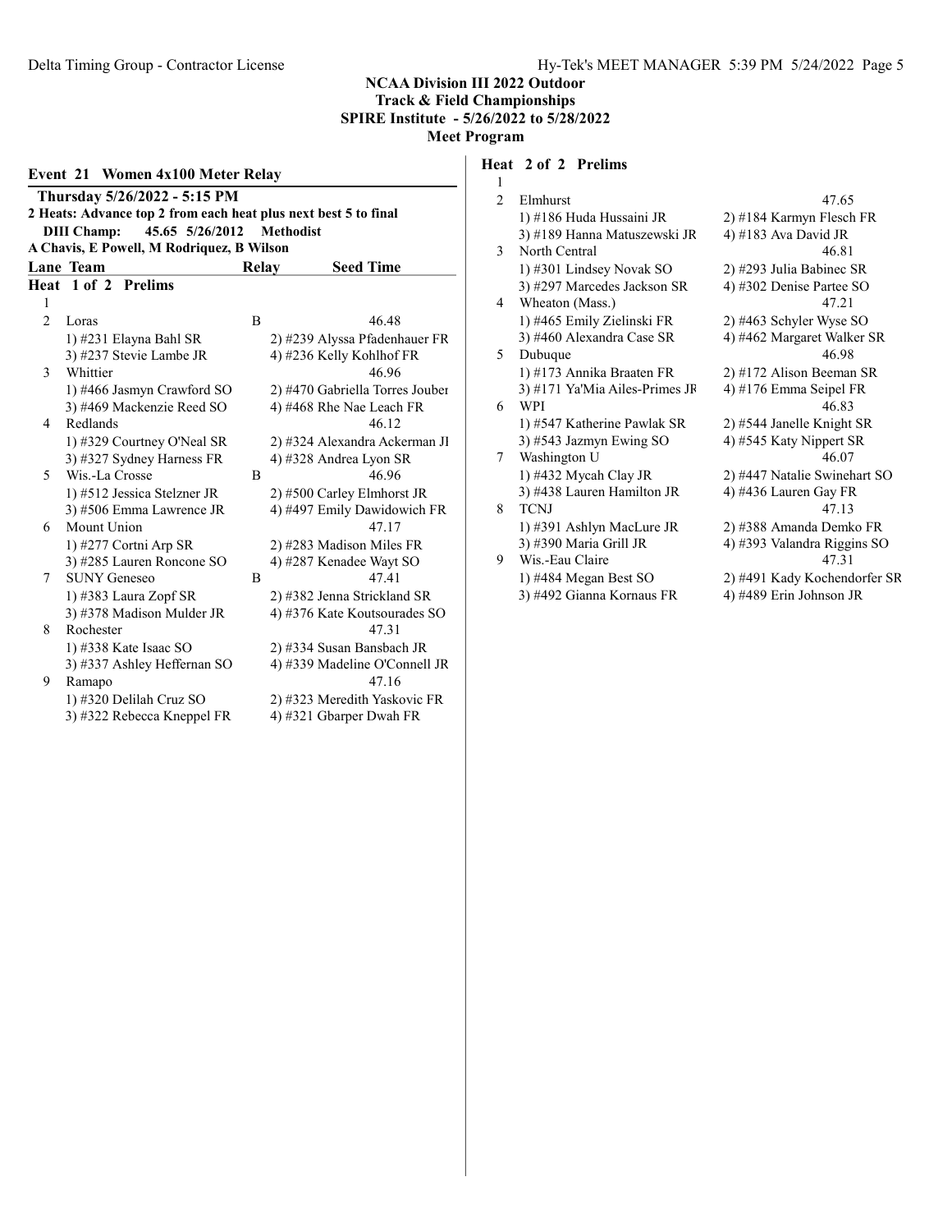# NCAA Division III 2022 Outdoor Track & Field Championships

**SPIRE Institute - 5/26/2022 to 5/28/2022**

**Meet Program**

## Event 21 Women 4x100 Meter Relay

**Thursday 5/26/2022 - 5:15 PM**

**2 Heats: Advance top 2 from each heat plus next best 5 to final**

**DIII Champ: 45.65 5/26/2012 Methodist**

**A Chavis, E Powell, M Rodriquez, B Wilson**

### Heat 1 of 2 Prelims

| Lane | Team | Relay | Seed Time |
|---|---|---|---|
| 1 | | | |
| 2 | Loras | B | 46.48 |
| | 1) #231 Elayna Bahl SR | 2) #239 Alyssa Pfadenhauer FR | |
| | 3) #237 Stevie Lambe JR | 4) #236 Kelly Kohlhof FR | |
| 3 | Whittier | | 46.96 |
| | 1) #466 Jasmyn Crawford SO | 2) #470 Gabriella Torres Joubei | |
| | 3) #469 Mackenzie Reed SO | 4) #468 Rhe Nae Leach FR | |
| 4 | Redlands | | 46.12 |
| | 1) #329 Courtney O'Neal SR | 2) #324 Alexandra Ackerman JI | |
| | 3) #327 Sydney Harness FR | 4) #328 Andrea Lyon SR | |
| 5 | Wis.-La Crosse | B | 46.96 |
| | 1) #512 Jessica Stelzner JR | 2) #500 Carley Elmhorst JR | |
| | 3) #506 Emma Lawrence JR | 4) #497 Emily Dawidowich FR | |
| 6 | Mount Union | | 47.17 |
| | 1) #277 Cortni Arp SR | 2) #283 Madison Miles FR | |
| | 3) #285 Lauren Roncone SO | 4) #287 Kenadee Wayt SO | |
| 7 | SUNY Geneseo | B | 47.41 |
| | 1) #383 Laura Zopf SR | 2) #382 Jenna Strickland SR | |
| | 3) #378 Madison Mulder JR | 4) #376 Kate Koutsourades SO | |
| 8 | Rochester | | 47.31 |
| | 1) #338 Kate Isaac SO | 2) #334 Susan Bansbach JR | |
| | 3) #337 Ashley Heffernan SO | 4) #339 Madeline O'Connell JR | |
| 9 | Ramapo | | 47.16 |
| | 1) #320 Delilah Cruz SO | 2) #323 Meredith Yaskovic FR | |
| | 3) #322 Rebecca Kneppel FR | 4) #321 Gbarper Dwah FR | |

### Heat 2 of 2 Prelims

| Lane | Team | Relay | Seed Time |
|---|---|---|---|
| 1 | | | |
| 2 | Elmhurst | | 47.65 |
| | 1) #186 Huda Hussaini JR | 2) #184 Karmyn Flesch FR | |
| | 3) #189 Hanna Matuszewski JR | 4) #183 Ava David JR | |
| 3 | North Central | | 46.81 |
| | 1) #301 Lindsey Novak SO | 2) #293 Julia Babinec SR | |
| | 3) #297 Marcedes Jackson SR | 4) #302 Denise Partee SO | |
| 4 | Wheaton (Mass.) | | 47.21 |
| | 1) #465 Emily Zielinski FR | 2) #463 Schyler Wyse SO | |
| | 3) #460 Alexandra Case SR | 4) #462 Margaret Walker SR | |
| 5 | Dubuque | | 46.98 |
| | 1) #173 Annika Braaten FR | 2) #172 Alison Beeman SR | |
| | 3) #171 Ya'Mia Ailes-Primes JR | 4) #176 Emma Seipel FR | |
| 6 | WPI | | 46.83 |
| | 1) #547 Katherine Pawlak SR | 2) #544 Janelle Knight SR | |
| | 3) #543 Jazmyn Ewing SO | 4) #545 Katy Nippert SR | |
| 7 | Washington U | | 46.07 |
| | 1) #432 Mycah Clay JR | 2) #447 Natalie Swinehart SO | |
| | 3) #438 Lauren Hamilton JR | 4) #436 Lauren Gay FR | |
| 8 | TCNJ | | 47.13 |
| | 1) #391 Ashlyn MacLure JR | 2) #388 Amanda Demko FR | |
| | 3) #390 Maria Grill JR | 4) #393 Valandra Riggins SO | |
| 9 | Wis.-Eau Claire | | 47.31 |
| | 1) #484 Megan Best SO | 2) #491 Kady Kochendorfer SR | |
| | 3) #492 Gianna Kornaus FR | 4) #489 Erin Johnson JR | |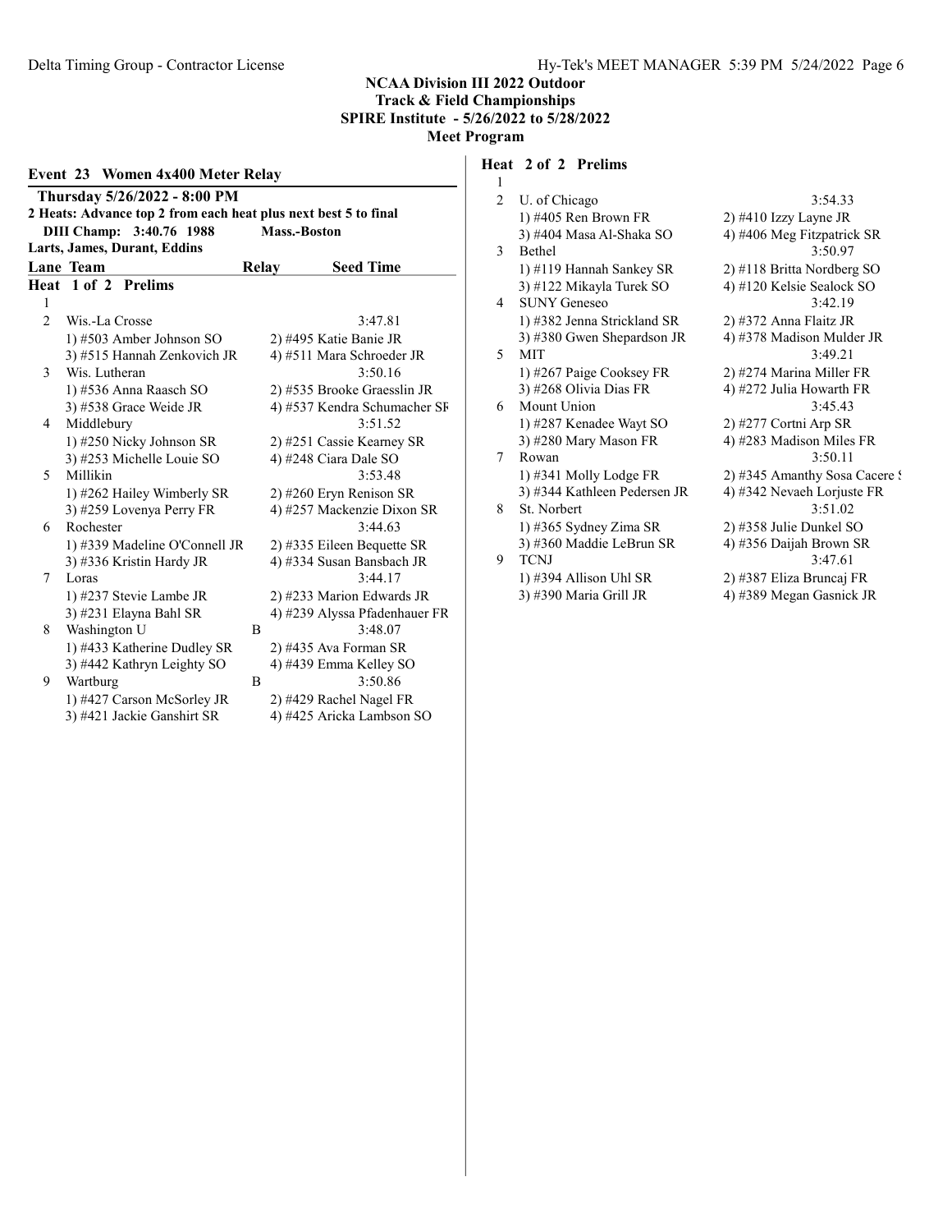**NCAA Division III 2022 Outdoor**
**Track & Field Championships**
**SPIRE Institute - 5/26/2022 to 5/28/2022**
**Meet Program**

## Event 23 Women 4x400 Meter Relay

**Thursday 5/26/2022 - 8:00 PM**
**2 Heats: Advance top 2 from each heat plus next best 5 to final**
**DIII Champ: 3:40.76 1988 Mass.-Boston**
**Larts, James, Durant, Eddins**

### Heat 1 of 2 Prelims

| Lane | Team | Relay | Seed Time |
|---|---|---|---|
| 1 | | | |
| 2 | Wis.-La Crosse | | 3:47.81 |
| | 1) #503 Amber Johnson SO | 2) #495 Katie Banie JR | |
| | 3) #515 Hannah Zenkovich JR | 4) #511 Mara Schroeder JR | |
| 3 | Wis. Lutheran | | 3:50.16 |
| | 1) #536 Anna Raasch SO | 2) #535 Brooke Graesslin JR | |
| | 3) #538 Grace Weide JR | 4) #537 Kendra Schumacher SR | |
| 4 | Middlebury | | 3:51.52 |
| | 1) #250 Nicky Johnson SR | 2) #251 Cassie Kearney SR | |
| | 3) #253 Michelle Louie SO | 4) #248 Ciara Dale SO | |
| 5 | Millikin | | 3:53.48 |
| | 1) #262 Hailey Wimberly SR | 2) #260 Eryn Renison SR | |
| | 3) #259 Lovenya Perry FR | 4) #257 Mackenzie Dixon SR | |
| 6 | Rochester | | 3:44.63 |
| | 1) #339 Madeline O'Connell JR | 2) #335 Eileen Bequette SR | |
| | 3) #336 Kristin Hardy JR | 4) #334 Susan Bansbach JR | |
| 7 | Loras | | 3:44.17 |
| | 1) #237 Stevie Lambe JR | 2) #233 Marion Edwards JR | |
| | 3) #231 Elayna Bahl SR | 4) #239 Alyssa Pfadenhauer FR | |
| 8 | Washington U | B | 3:48.07 |
| | 1) #433 Katherine Dudley SR | 2) #435 Ava Forman SR | |
| | 3) #442 Kathryn Leighty SO | 4) #439 Emma Kelley SO | |
| 9 | Wartburg | B | 3:50.86 |
| | 1) #427 Carson McSorley JR | 2) #429 Rachel Nagel FR | |
| | 3) #421 Jackie Ganshirt SR | 4) #425 Aricka Lambson SO | |

### Heat 2 of 2 Prelims

| Lane | Team | Relay | Seed Time |
|---|---|---|---|
| 1 | | | |
| 2 | U. of Chicago | | 3:54.33 |
| | 1) #405 Ren Brown FR | 2) #410 Izzy Layne JR | |
| | 3) #404 Masa Al-Shaka SO | 4) #406 Meg Fitzpatrick SR | |
| 3 | Bethel | | 3:50.97 |
| | 1) #119 Hannah Sankey SR | 2) #118 Britta Nordberg SO | |
| | 3) #122 Mikayla Turek SO | 4) #120 Kelsie Sealock SO | |
| 4 | SUNY Geneseo | | 3:42.19 |
| | 1) #382 Jenna Strickland SR | 2) #372 Anna Flaitz JR | |
| | 3) #380 Gwen Shepardson JR | 4) #378 Madison Mulder JR | |
| 5 | MIT | | 3:49.21 |
| | 1) #267 Paige Cooksey FR | 2) #274 Marina Miller FR | |
| | 3) #268 Olivia Dias FR | 4) #272 Julia Howarth FR | |
| 6 | Mount Union | | 3:45.43 |
| | 1) #287 Kenadee Wayt SO | 2) #277 Cortni Arp SR | |
| | 3) #280 Mary Mason FR | 4) #283 Madison Miles FR | |
| 7 | Rowan | | 3:50.11 |
| | 1) #341 Molly Lodge FR | 2) #345 Amanthy Sosa Cacere S | |
| | 3) #344 Kathleen Pedersen JR | 4) #342 Nevaeh Lorjuste FR | |
| 8 | St. Norbert | | 3:51.02 |
| | 1) #365 Sydney Zima SR | 2) #358 Julie Dunkel SO | |
| | 3) #360 Maddie LeBrun SR | 4) #356 Daijah Brown SR | |
| 9 | TCNJ | | 3:47.61 |
| | 1) #394 Allison Uhl SR | 2) #387 Eliza Bruncaj FR | |
| | 3) #390 Maria Grill JR | 4) #389 Megan Gasnick JR | |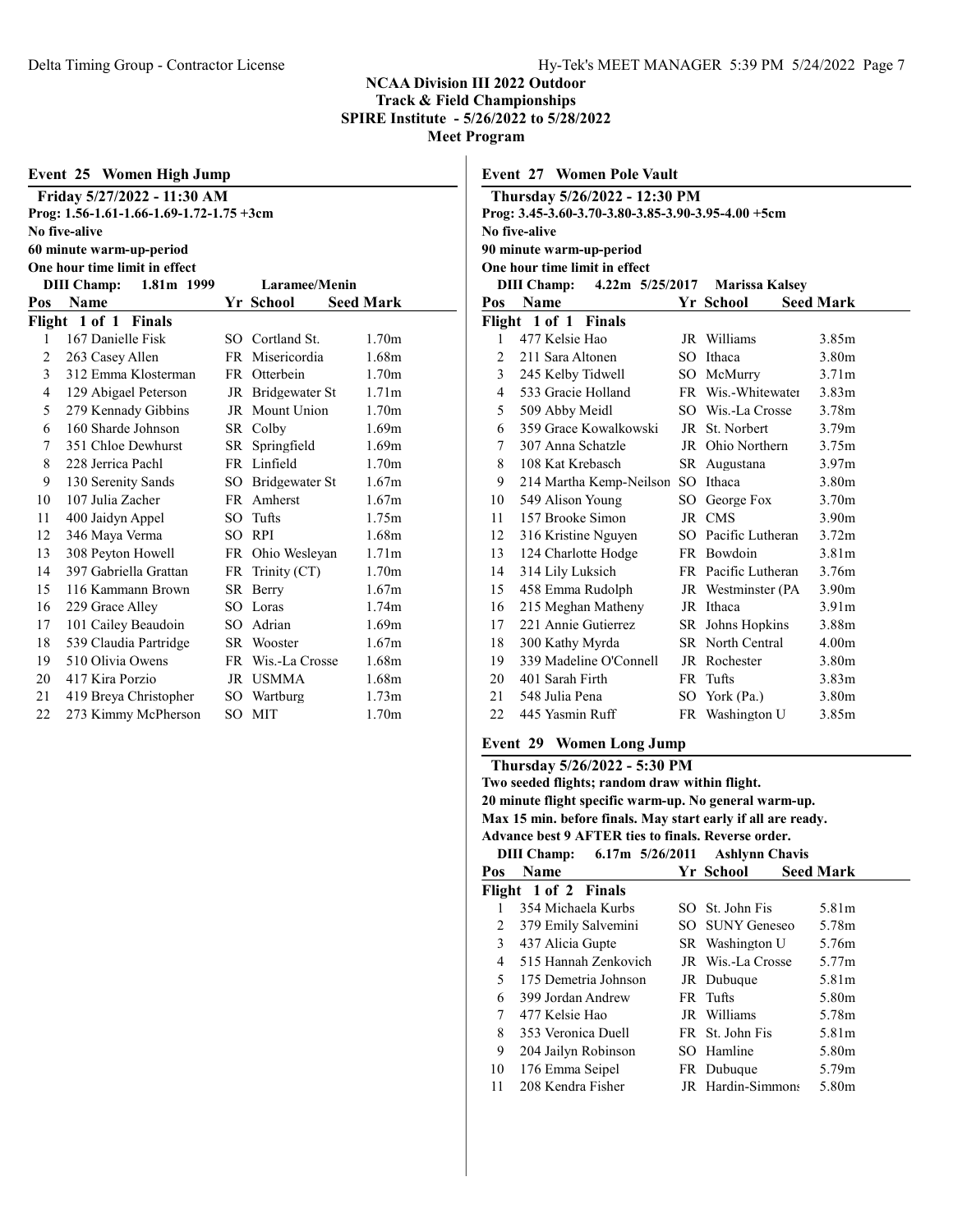**NCAA Division III 2022 Outdoor**
**Track & Field Championships**
**SPIRE Institute - 5/26/2022 to 5/28/2022**
**Meet Program**

## Event 25 Women High Jump

**Friday 5/27/2022 - 11:30 AM**
**Prog: 1.56-1.61-1.66-1.69-1.72-1.75 +3cm**
**No five-alive**
**60 minute warm-up-period**
**One hour time limit in effect**
**DIII Champ: 1.81m 1999 Laramee/Menin**

| Pos | Name | Yr | School | Seed Mark |
|---|---|---|---|---|
| **Flight 1 of 1 Finals** | | | | |
| 1 | 167 Danielle Fisk | SO | Cortland St. | 1.70m |
| 2 | 263 Casey Allen | FR | Misericordia | 1.68m |
| 3 | 312 Emma Klosterman | FR | Otterbein | 1.70m |
| 4 | 129 Abigael Peterson | JR | Bridgewater St | 1.71m |
| 5 | 279 Kennady Gibbins | JR | Mount Union | 1.70m |
| 6 | 160 Sharde Johnson | SR | Colby | 1.69m |
| 7 | 351 Chloe Dewhurst | SR | Springfield | 1.69m |
| 8 | 228 Jerrica Pachl | FR | Linfield | 1.70m |
| 9 | 130 Serenity Sands | SO | Bridgewater St | 1.67m |
| 10 | 107 Julia Zacher | FR | Amherst | 1.67m |
| 11 | 400 Jaidyn Appel | SO | Tufts | 1.75m |
| 12 | 346 Maya Verma | SO | RPI | 1.68m |
| 13 | 308 Peyton Howell | FR | Ohio Wesleyan | 1.71m |
| 14 | 397 Gabriella Grattan | FR | Trinity (CT) | 1.70m |
| 15 | 116 Kammann Brown | SR | Berry | 1.67m |
| 16 | 229 Grace Alley | SO | Loras | 1.74m |
| 17 | 101 Cailey Beaudoin | SO | Adrian | 1.69m |
| 18 | 539 Claudia Partridge | SR | Wooster | 1.67m |
| 19 | 510 Olivia Owens | FR | Wis.-La Crosse | 1.68m |
| 20 | 417 Kira Porzio | JR | USMMA | 1.68m |
| 21 | 419 Breya Christopher | SO | Wartburg | 1.73m |
| 22 | 273 Kimmy McPherson | SO | MIT | 1.70m |

## Event 27 Women Pole Vault

**Thursday 5/26/2022 - 12:30 PM**
**Prog: 3.45-3.60-3.70-3.80-3.85-3.90-3.95-4.00 +5cm**
**No five-alive**
**90 minute warm-up-period**
**One hour time limit in effect**
**DIII Champ: 4.22m 5/25/2017 Marissa Kalsey**

| Pos | Name | Yr | School | Seed Mark |
|---|---|---|---|---|
| **Flight 1 of 1 Finals** | | | | |
| 1 | 477 Kelsie Hao | JR | Williams | 3.85m |
| 2 | 211 Sara Altonen | SO | Ithaca | 3.80m |
| 3 | 245 Kelby Tidwell | SO | McMurry | 3.71m |
| 4 | 533 Gracie Holland | FR | Wis.-Whitewater | 3.83m |
| 5 | 509 Abby Meidl | SO | Wis.-La Crosse | 3.78m |
| 6 | 359 Grace Kowalkowski | JR | St. Norbert | 3.79m |
| 7 | 307 Anna Schatzle | JR | Ohio Northern | 3.75m |
| 8 | 108 Kat Krebasch | SR | Augustana | 3.97m |
| 9 | 214 Martha Kemp-Neilson | SO | Ithaca | 3.80m |
| 10 | 549 Alison Young | SO | George Fox | 3.70m |
| 11 | 157 Brooke Simon | JR | CMS | 3.90m |
| 12 | 316 Kristine Nguyen | SO | Pacific Lutheran | 3.72m |
| 13 | 124 Charlotte Hodge | FR | Bowdoin | 3.81m |
| 14 | 314 Lily Luksich | FR | Pacific Lutheran | 3.76m |
| 15 | 458 Emma Rudolph | JR | Westminster (PA | 3.90m |
| 16 | 215 Meghan Matheny | JR | Ithaca | 3.91m |
| 17 | 221 Annie Gutierrez | SR | Johns Hopkins | 3.88m |
| 18 | 300 Kathy Myrda | SR | North Central | 4.00m |
| 19 | 339 Madeline O'Connell | JR | Rochester | 3.80m |
| 20 | 401 Sarah Firth | FR | Tufts | 3.83m |
| 21 | 548 Julia Pena | SO | York (Pa.) | 3.80m |
| 22 | 445 Yasmin Ruff | FR | Washington U | 3.85m |

## Event 29 Women Long Jump

**Thursday 5/26/2022 - 5:30 PM**
**Two seeded flights; random draw within flight.**
**20 minute flight specific warm-up. No general warm-up.**
**Max 15 min. before finals. May start early if all are ready.**
**Advance best 9 AFTER ties to finals. Reverse order.**
**DIII Champ: 6.17m 5/26/2011 Ashlynn Chavis**

| Pos | Name | Yr | School | Seed Mark |
|---|---|---|---|---|
| **Flight 1 of 2 Finals** | | | | |
| 1 | 354 Michaela Kurbs | SO | St. John Fis | 5.81m |
| 2 | 379 Emily Salvemini | SO | SUNY Geneseo | 5.78m |
| 3 | 437 Alicia Gupte | SR | Washington U | 5.76m |
| 4 | 515 Hannah Zenkovich | JR | Wis.-La Crosse | 5.77m |
| 5 | 175 Demetria Johnson | JR | Dubuque | 5.81m |
| 6 | 399 Jordan Andrew | FR | Tufts | 5.80m |
| 7 | 477 Kelsie Hao | JR | Williams | 5.78m |
| 8 | 353 Veronica Duell | FR | St. John Fis | 5.81m |
| 9 | 204 Jailyn Robinson | SO | Hamline | 5.80m |
| 10 | 176 Emma Seipel | FR | Dubuque | 5.79m |
| 11 | 208 Kendra Fisher | JR | Hardin-Simmons | 5.80m |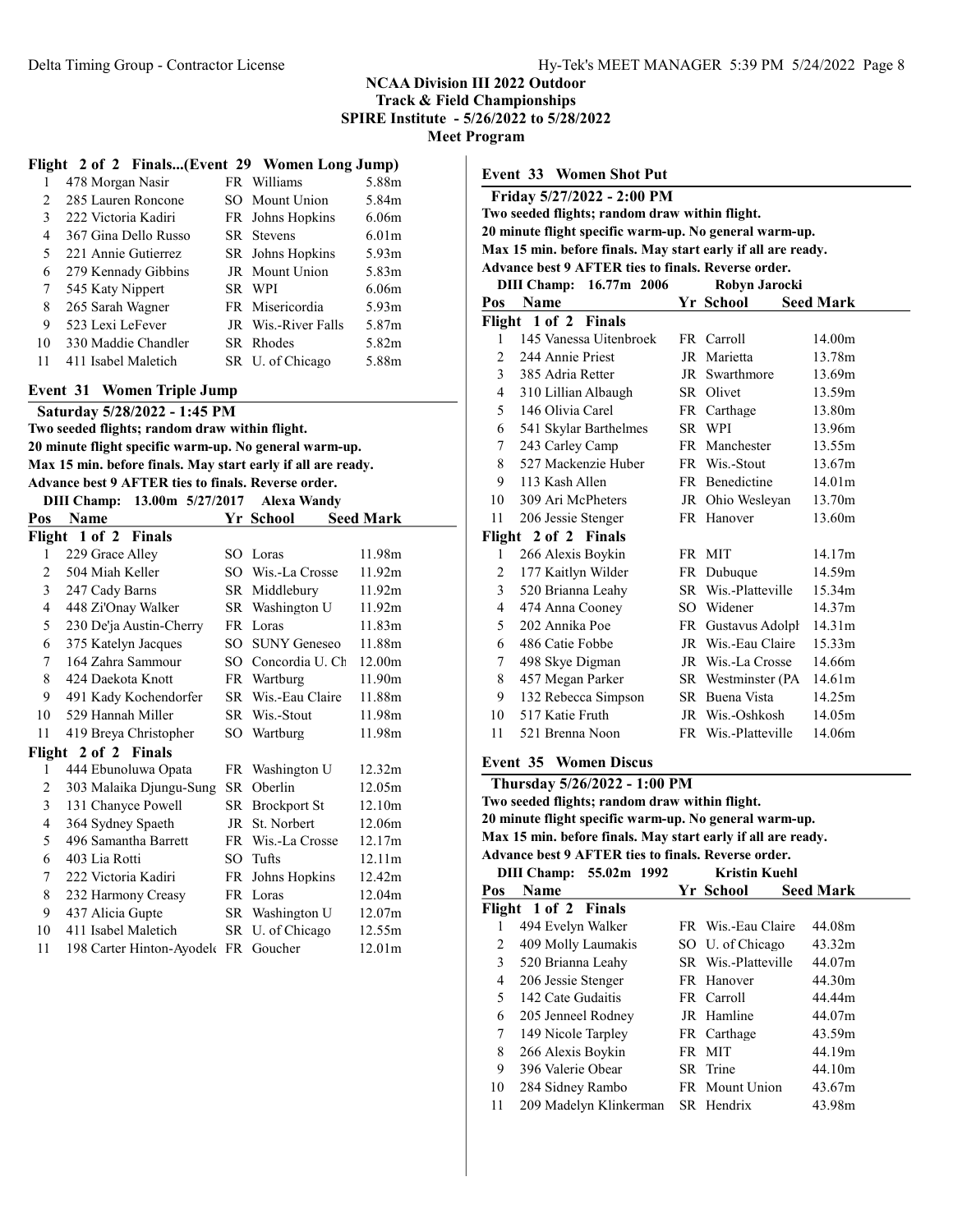## NCAA Division III 2022 Outdoor Track & Field Championships
### SPIRE Institute - 5/26/2022 to 5/28/2022
### Meet Program

### Flight 2 of 2 Finals...(Event 29 Women Long Jump)

| Pos | Name | Yr | School | Seed Mark |
|---|---|---|---|---|
| 1 | 478 Morgan Nasir | FR | Williams | 5.88m |
| 2 | 285 Lauren Roncone | SO | Mount Union | 5.84m |
| 3 | 222 Victoria Kadiri | FR | Johns Hopkins | 6.06m |
| 4 | 367 Gina Dello Russo | SR | Stevens | 6.01m |
| 5 | 221 Annie Gutierrez | SR | Johns Hopkins | 5.93m |
| 6 | 279 Kennady Gibbins | JR | Mount Union | 5.83m |
| 7 | 545 Katy Nippert | SR | WPI | 6.06m |
| 8 | 265 Sarah Wagner | FR | Misericordia | 5.93m |
| 9 | 523 Lexi LeFever | JR | Wis.-River Falls | 5.87m |
| 10 | 330 Maddie Chandler | SR | Rhodes | 5.82m |
| 11 | 411 Isabel Maletich | SR | U. of Chicago | 5.88m |

## Event 31 Women Triple Jump

**Saturday 5/28/2022 - 1:45 PM**
**Two seeded flights; random draw within flight.**
**20 minute flight specific warm-up. No general warm-up.**
**Max 15 min. before finals. May start early if all are ready.**
**Advance best 9 AFTER ties to finals. Reverse order.**

**DIII Champ: 13.00m 5/27/2017 Alexa Wandy**

| Pos | Name | Yr | School | Seed Mark |
|---|---|---|---|---|
| **Flight 1 of 2 Finals** | | | | |
| 1 | 229 Grace Alley | SO | Loras | 11.98m |
| 2 | 504 Miah Keller | SO | Wis.-La Crosse | 11.92m |
| 3 | 247 Cady Barns | SR | Middlebury | 11.92m |
| 4 | 448 Zi'Onay Walker | SR | Washington U | 11.92m |
| 5 | 230 De'ja Austin-Cherry | FR | Loras | 11.83m |
| 6 | 375 Katelyn Jacques | SO | SUNY Geneseo | 11.88m |
| 7 | 164 Zahra Sammour | SO | Concordia U. Ch | 12.00m |
| 8 | 424 Daekota Knott | FR | Wartburg | 11.90m |
| 9 | 491 Kady Kochendorfer | SR | Wis.-Eau Claire | 11.88m |
| 10 | 529 Hannah Miller | SR | Wis.-Stout | 11.98m |
| 11 | 419 Breya Christopher | SO | Wartburg | 11.98m |
| **Flight 2 of 2 Finals** | | | | |
| 1 | 444 Ebunoluwa Opata | FR | Washington U | 12.32m |
| 2 | 303 Malaika Djungu-Sung | SR | Oberlin | 12.05m |
| 3 | 131 Chanyce Powell | SR | Brockport St | 12.10m |
| 4 | 364 Sydney Spaeth | JR | St. Norbert | 12.06m |
| 5 | 496 Samantha Barrett | FR | Wis.-La Crosse | 12.17m |
| 6 | 403 Lia Rotti | SO | Tufts | 12.11m |
| 7 | 222 Victoria Kadiri | FR | Johns Hopkins | 12.42m |
| 8 | 232 Harmony Creasy | FR | Loras | 12.04m |
| 9 | 437 Alicia Gupte | SR | Washington U | 12.07m |
| 10 | 411 Isabel Maletich | SR | U. of Chicago | 12.55m |
| 11 | 198 Carter Hinton-Ayodel | FR | Goucher | 12.01m |

## Event 33 Women Shot Put

**Friday 5/27/2022 - 2:00 PM**
**Two seeded flights; random draw within flight.**
**20 minute flight specific warm-up. No general warm-up.**
**Max 15 min. before finals. May start early if all are ready.**
**Advance best 9 AFTER ties to finals. Reverse order.**

**DIII Champ: 16.77m 2006 Robyn Jarocki**

| Pos | Name | Yr | School | Seed Mark |
|---|---|---|---|---|
| **Flight 1 of 2 Finals** | | | | |
| 1 | 145 Vanessa Uitenbroek | FR | Carroll | 14.00m |
| 2 | 244 Annie Priest | JR | Marietta | 13.78m |
| 3 | 385 Adria Retter | JR | Swarthmore | 13.69m |
| 4 | 310 Lillian Albaugh | SR | Olivet | 13.59m |
| 5 | 146 Olivia Carel | FR | Carthage | 13.80m |
| 6 | 541 Skylar Barthelmes | SR | WPI | 13.96m |
| 7 | 243 Carley Camp | FR | Manchester | 13.55m |
| 8 | 527 Mackenzie Huber | FR | Wis.-Stout | 13.67m |
| 9 | 113 Kash Allen | FR | Benedictine | 14.01m |
| 10 | 309 Ari McPheters | JR | Ohio Wesleyan | 13.70m |
| 11 | 206 Jessie Stenger | FR | Hanover | 13.60m |
| **Flight 2 of 2 Finals** | | | | |
| 1 | 266 Alexis Boykin | FR | MIT | 14.17m |
| 2 | 177 Kaitlyn Wilder | FR | Dubuque | 14.59m |
| 3 | 520 Brianna Leahy | SR | Wis.-Platteville | 15.34m |
| 4 | 474 Anna Cooney | SO | Widener | 14.37m |
| 5 | 202 Annika Poe | FR | Gustavus Adolpl | 14.31m |
| 6 | 486 Catie Fobbe | JR | Wis.-Eau Claire | 15.33m |
| 7 | 498 Skye Digman | JR | Wis.-La Crosse | 14.66m |
| 8 | 457 Megan Parker | SR | Westminster (PA | 14.61m |
| 9 | 132 Rebecca Simpson | SR | Buena Vista | 14.25m |
| 10 | 517 Katie Fruth | JR | Wis.-Oshkosh | 14.05m |
| 11 | 521 Brenna Noon | FR | Wis.-Platteville | 14.06m |

## Event 35 Women Discus

**Thursday 5/26/2022 - 1:00 PM**
**Two seeded flights; random draw within flight.**
**20 minute flight specific warm-up. No general warm-up.**
**Max 15 min. before finals. May start early if all are ready.**
**Advance best 9 AFTER ties to finals. Reverse order.**

**DIII Champ: 55.02m 1992 Kristin Kuehl**

| Pos | Name | Yr | School | Seed Mark |
|---|---|---|---|---|
| **Flight 1 of 2 Finals** | | | | |
| 1 | 494 Evelyn Walker | FR | Wis.-Eau Claire | 44.08m |
| 2 | 409 Molly Laumakis | SO | U. of Chicago | 43.32m |
| 3 | 520 Brianna Leahy | SR | Wis.-Platteville | 44.07m |
| 4 | 206 Jessie Stenger | FR | Hanover | 44.30m |
| 5 | 142 Cate Gudaitis | FR | Carroll | 44.44m |
| 6 | 205 Jenneel Rodney | JR | Hamline | 44.07m |
| 7 | 149 Nicole Tarpley | FR | Carthage | 43.59m |
| 8 | 266 Alexis Boykin | FR | MIT | 44.19m |
| 9 | 396 Valerie Obear | SR | Trine | 44.10m |
| 10 | 284 Sidney Rambo | FR | Mount Union | 43.67m |
| 11 | 209 Madelyn Klinkerman | SR | Hendrix | 43.98m |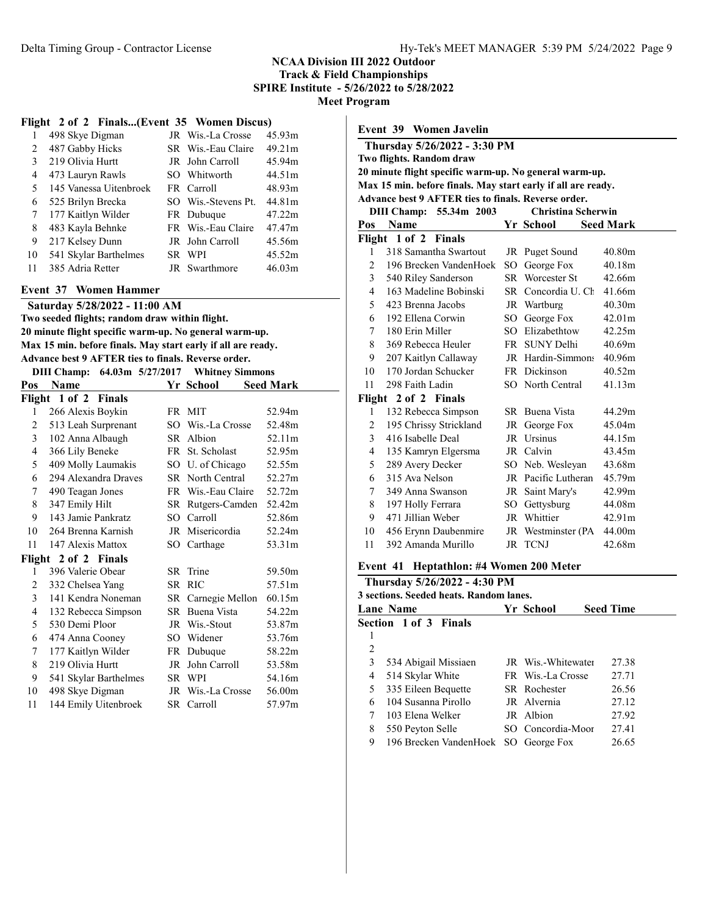NCAA Division III 2022 Outdoor
Track & Field Championships
SPIRE Institute - 5/26/2022 to 5/28/2022
Meet Program

**Flight 2 of 2 Finals...(Event 35 Women Discus)**

| Pos | Name | Yr | School | Seed Mark |
|---|---|---|---|---|
| 1 | 498 Skye Digman | JR | Wis.-La Crosse | 45.93m |
| 2 | 487 Gabby Hicks | SR | Wis.-Eau Claire | 49.21m |
| 3 | 219 Olivia Hurtt | JR | John Carroll | 45.94m |
| 4 | 473 Lauryn Rawls | SO | Whitworth | 44.51m |
| 5 | 145 Vanessa Uitenbroek | FR | Carroll | 48.93m |
| 6 | 525 Brilyn Brecka | SO | Wis.-Stevens Pt. | 44.81m |
| 7 | 177 Kaitlyn Wilder | FR | Dubuque | 47.22m |
| 8 | 483 Kayla Behnke | FR | Wis.-Eau Claire | 47.47m |
| 9 | 217 Kelsey Dunn | JR | John Carroll | 45.56m |
| 10 | 541 Skylar Barthelmes | SR | WPI | 45.52m |
| 11 | 385 Adria Retter | JR | Swarthmore | 46.03m |

## Event 37 Women Hammer

**Saturday 5/28/2022 - 11:00 AM**
**Two seeded flights; random draw within flight.**
**20 minute flight specific warm-up. No general warm-up.**
**Max 15 min. before finals. May start early if all are ready.**
**Advance best 9 AFTER ties to finals. Reverse order.**
**DIII Champ: 64.03m 5/27/2017 Whitney Simmons**

| Pos | Name | Yr | School | Seed Mark |
|---|---|---|---|---|
| **Flight 1 of 2 Finals** | | | | |
| 1 | 266 Alexis Boykin | FR | MIT | 52.94m |
| 2 | 513 Leah Surprenant | SO | Wis.-La Crosse | 52.48m |
| 3 | 102 Anna Albaugh | SR | Albion | 52.11m |
| 4 | 366 Lily Beneke | FR | St. Scholast | 52.95m |
| 5 | 409 Molly Laumakis | SO | U. of Chicago | 52.55m |
| 6 | 294 Alexandra Draves | SR | North Central | 52.27m |
| 7 | 490 Teagan Jones | FR | Wis.-Eau Claire | 52.72m |
| 8 | 347 Emily Hilt | SR | Rutgers-Camden | 52.42m |
| 9 | 143 Jamie Pankratz | SO | Carroll | 52.86m |
| 10 | 264 Brenna Karnish | JR | Misericordia | 52.24m |
| 11 | 147 Alexis Mattox | SO | Carthage | 53.31m |
| **Flight 2 of 2 Finals** | | | | |
| 1 | 396 Valerie Obear | SR | Trine | 59.50m |
| 2 | 332 Chelsea Yang | SR | RIC | 57.51m |
| 3 | 141 Kendra Noneman | SR | Carnegie Mellon | 60.15m |
| 4 | 132 Rebecca Simpson | SR | Buena Vista | 54.22m |
| 5 | 530 Demi Ploor | JR | Wis.-Stout | 53.87m |
| 6 | 474 Anna Cooney | SO | Widener | 53.76m |
| 7 | 177 Kaitlyn Wilder | FR | Dubuque | 58.22m |
| 8 | 219 Olivia Hurtt | JR | John Carroll | 53.58m |
| 9 | 541 Skylar Barthelmes | SR | WPI | 54.16m |
| 10 | 498 Skye Digman | JR | Wis.-La Crosse | 56.00m |
| 11 | 144 Emily Uitenbroek | SR | Carroll | 57.97m |

## Event 39 Women Javelin

**Thursday 5/26/2022 - 3:30 PM**
**Two flights. Random draw**
**20 minute flight specific warm-up. No general warm-up.**
**Max 15 min. before finals. May start early if all are ready.**
**Advance best 9 AFTER ties to finals. Reverse order.**
**DIII Champ: 55.34m 2003 Christina Scherwin**

| Pos | Name | Yr | School | Seed Mark |
|---|---|---|---|---|
| **Flight 1 of 2 Finals** | | | | |
| 1 | 318 Samantha Swartout | JR | Puget Sound | 40.80m |
| 2 | 196 Brecken VandenHoek | SO | George Fox | 40.18m |
| 3 | 540 Riley Sanderson | SR | Worcester St | 42.66m |
| 4 | 163 Madeline Bobinski | SR | Concordia U. Ch | 41.66m |
| 5 | 423 Brenna Jacobs | JR | Wartburg | 40.30m |
| 6 | 192 Ellena Corwin | SO | George Fox | 42.01m |
| 7 | 180 Erin Miller | SO | Elizabethtow | 42.25m |
| 8 | 369 Rebecca Heuler | FR | SUNY Delhi | 40.69m |
| 9 | 207 Kaitlyn Callaway | JR | Hardin-Simmons | 40.96m |
| 10 | 170 Jordan Schucker | FR | Dickinson | 40.52m |
| 11 | 298 Faith Ladin | SO | North Central | 41.13m |
| **Flight 2 of 2 Finals** | | | | |
| 1 | 132 Rebecca Simpson | SR | Buena Vista | 44.29m |
| 2 | 195 Chrissy Strickland | JR | George Fox | 45.04m |
| 3 | 416 Isabelle Deal | JR | Ursinus | 44.15m |
| 4 | 135 Kamryn Elgersma | JR | Calvin | 43.45m |
| 5 | 289 Avery Decker | SO | Neb. Wesleyan | 43.68m |
| 6 | 315 Ava Nelson | JR | Pacific Lutheran | 45.79m |
| 7 | 349 Anna Swanson | JR | Saint Mary's | 42.99m |
| 8 | 197 Holly Ferrara | SO | Gettysburg | 44.08m |
| 9 | 471 Jillian Weber | JR | Whittier | 42.91m |
| 10 | 456 Erynn Daubenmire | JR | Westminster (PA | 44.00m |
| 11 | 392 Amanda Murillo | JR | TCNJ | 42.68m |

## Event 41 Heptathlon: #4 Women 200 Meter

**Thursday 5/26/2022 - 4:30 PM**
**3 sections. Seeded heats. Random lanes.**

| Lane | Name | Yr | School | Seed Time |
|---|---|---|---|---|
| **Section 1 of 3 Finals** | | | | |
| 1 | | | | |
| 2 | | | | |
| 3 | 534 Abigail Missiaen | JR | Wis.-Whitewater | 27.38 |
| 4 | 514 Skylar White | FR | Wis.-La Crosse | 27.71 |
| 5 | 335 Eileen Bequette | SR | Rochester | 26.56 |
| 6 | 104 Susanna Pirollo | JR | Alvernia | 27.12 |
| 7 | 103 Elena Welker | JR | Albion | 27.92 |
| 8 | 550 Peyton Selle | SO | Concordia-Moor | 27.41 |
| 9 | 196 Brecken VandenHoek | SO | George Fox | 26.65 |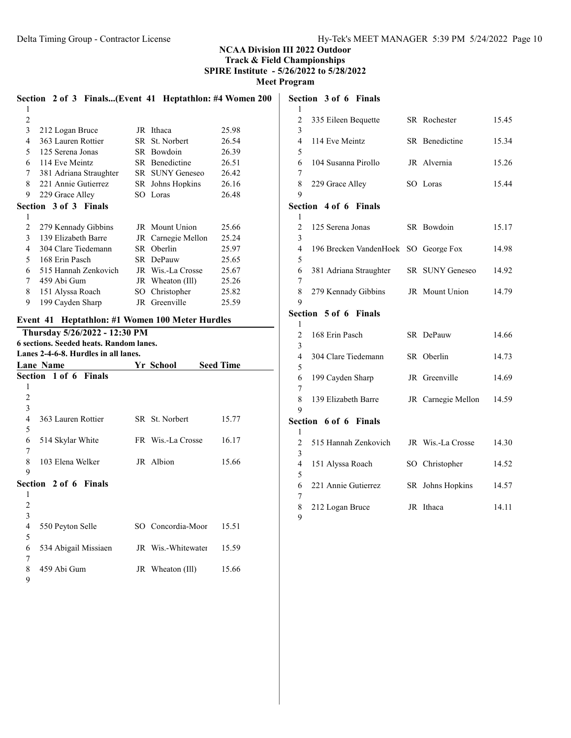**NCAA Division III 2022 Outdoor**
**Track & Field Championships**
**SPIRE Institute - 5/26/2022 to 5/28/2022**
**Meet Program**

### Section 2 of 3 Finals...(Event 41 Heptathlon: #4 Women 200

| Lane | Name | Yr | School | Seed Time |
|---|---|---|---|---|
| 1 | | | | |
| 2 | | | | |
| 3 | 212 Logan Bruce | JR | Ithaca | 25.98 |
| 4 | 363 Lauren Rottier | SR | St. Norbert | 26.54 |
| 5 | 125 Serena Jonas | SR | Bowdoin | 26.39 |
| 6 | 114 Eve Meintz | SR | Benedictine | 26.51 |
| 7 | 381 Adriana Straughter | SR | SUNY Geneseo | 26.42 |
| 8 | 221 Annie Gutierrez | SR | Johns Hopkins | 26.16 |
| 9 | 229 Grace Alley | SO | Loras | 26.48 |

### Section 3 of 3 Finals

| Lane | Name | Yr | School | Seed Time |
|---|---|---|---|---|
| 1 | | | | |
| 2 | 279 Kennady Gibbins | JR | Mount Union | 25.66 |
| 3 | 139 Elizabeth Barre | JR | Carnegie Mellon | 25.24 |
| 4 | 304 Clare Tiedemann | SR | Oberlin | 25.97 |
| 5 | 168 Erin Pasch | SR | DePauw | 25.65 |
| 6 | 515 Hannah Zenkovich | JR | Wis.-La Crosse | 25.67 |
| 7 | 459 Abi Gum | JR | Wheaton (Ill) | 25.26 |
| 8 | 151 Alyssa Roach | SO | Christopher | 25.82 |
| 9 | 199 Cayden Sharp | JR | Greenville | 25.59 |

## Event 41 Heptathlon: #1 Women 100 Meter Hurdles

**Thursday 5/26/2022 - 12:30 PM**
6 sections. Seeded heats. Random lanes.
Lanes 2-4-6-8. Hurdles in all lanes.

### Section 1 of 6 Finals

| Lane | Name | Yr | School | Seed Time |
|---|---|---|---|---|
| 1 | | | | |
| 2 | | | | |
| 3 | | | | |
| 4 | 363 Lauren Rottier | SR | St. Norbert | 15.77 |
| 5 | | | | |
| 6 | 514 Skylar White | FR | Wis.-La Crosse | 16.17 |
| 7 | | | | |
| 8 | 103 Elena Welker | JR | Albion | 15.66 |
| 9 | | | | |

### Section 2 of 6 Finals

| Lane | Name | Yr | School | Seed Time |
|---|---|---|---|---|
| 1 | | | | |
| 2 | | | | |
| 3 | | | | |
| 4 | 550 Peyton Selle | SO | Concordia-Moor | 15.51 |
| 5 | | | | |
| 6 | 534 Abigail Missiaen | JR | Wis.-Whitewater | 15.59 |
| 7 | | | | |
| 8 | 459 Abi Gum | JR | Wheaton (Ill) | 15.66 |
| 9 | | | | |

### Section 3 of 6 Finals

| Lane | Name | Yr | School | Seed Time |
|---|---|---|---|---|
| 1 | | | | |
| 2 | 335 Eileen Bequette | SR | Rochester | 15.45 |
| 3 | | | | |
| 4 | 114 Eve Meintz | SR | Benedictine | 15.34 |
| 5 | | | | |
| 6 | 104 Susanna Pirollo | JR | Alvernia | 15.26 |
| 7 | | | | |
| 8 | 229 Grace Alley | SO | Loras | 15.44 |
| 9 | | | | |

### Section 4 of 6 Finals

| Lane | Name | Yr | School | Seed Time |
|---|---|---|---|---|
| 1 | | | | |
| 2 | 125 Serena Jonas | SR | Bowdoin | 15.17 |
| 3 | | | | |
| 4 | 196 Brecken VandenHoek | SO | George Fox | 14.98 |
| 5 | | | | |
| 6 | 381 Adriana Straughter | SR | SUNY Geneseo | 14.92 |
| 7 | | | | |
| 8 | 279 Kennady Gibbins | JR | Mount Union | 14.79 |
| 9 | | | | |

### Section 5 of 6 Finals

| Lane | Name | Yr | School | Seed Time |
|---|---|---|---|---|
| 1 | | | | |
| 2 | 168 Erin Pasch | SR | DePauw | 14.66 |
| 3 | | | | |
| 4 | 304 Clare Tiedemann | SR | Oberlin | 14.73 |
| 5 | | | | |
| 6 | 199 Cayden Sharp | JR | Greenville | 14.69 |
| 7 | | | | |
| 8 | 139 Elizabeth Barre | JR | Carnegie Mellon | 14.59 |
| 9 | | | | |

### Section 6 of 6 Finals

| Lane | Name | Yr | School | Seed Time |
|---|---|---|---|---|
| 1 | | | | |
| 2 | 515 Hannah Zenkovich | JR | Wis.-La Crosse | 14.30 |
| 3 | | | | |
| 4 | 151 Alyssa Roach | SO | Christopher | 14.52 |
| 5 | | | | |
| 6 | 221 Annie Gutierrez | SR | Johns Hopkins | 14.57 |
| 7 | | | | |
| 8 | 212 Logan Bruce | JR | Ithaca | 14.11 |
| 9 | | | | |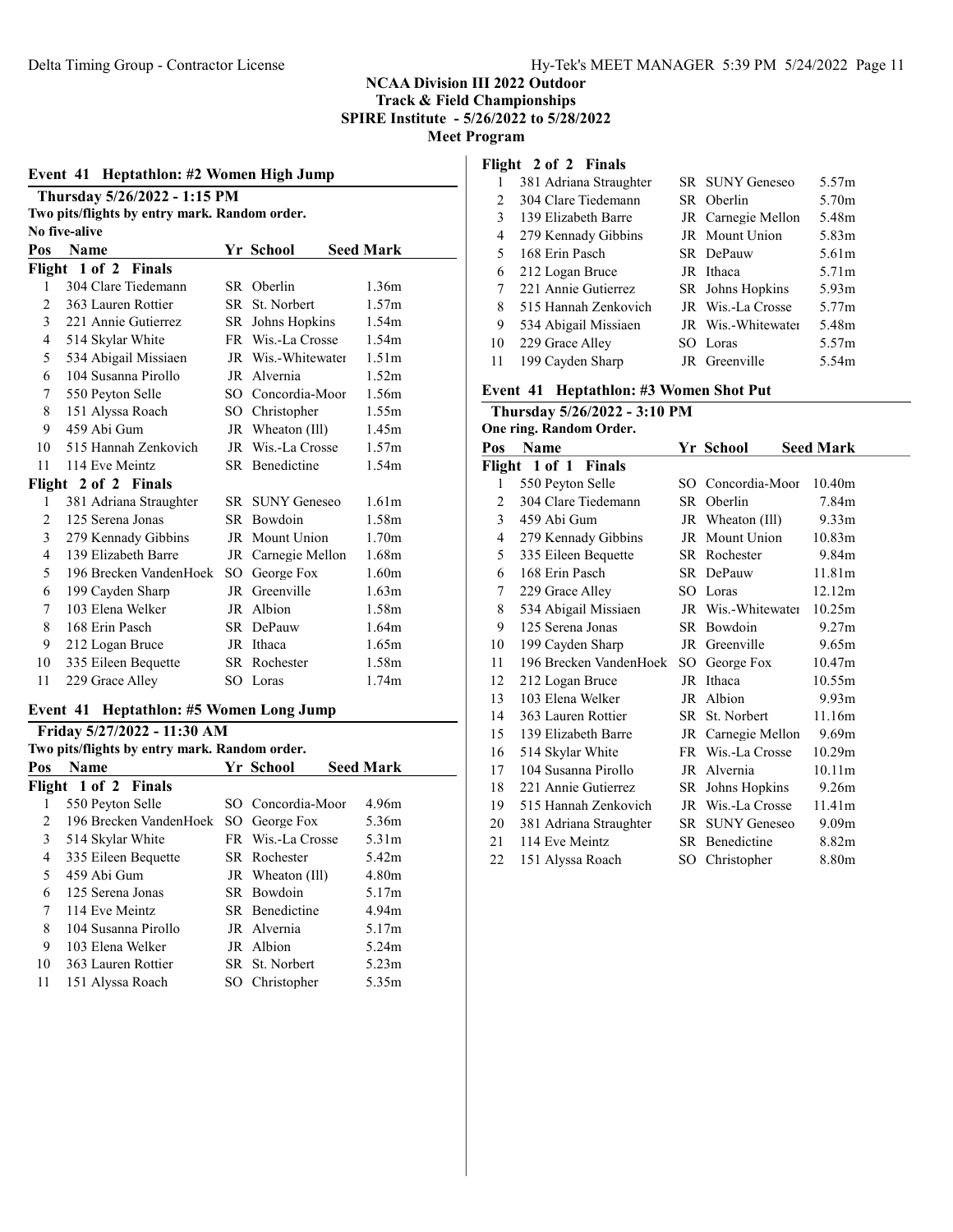## NCAA Division III 2022 Outdoor Track & Field Championships
### SPIRE Institute - 5/26/2022 to 5/28/2022
### Meet Program

### Event 41 Heptathlon: #2 Women High Jump

**Thursday 5/26/2022 - 1:15 PM**

Two pits/flights by entry mark. Random order.

No five-alive

| Pos | Name | Yr | School | Seed Mark |
|---|---|---|---|---|
| **Flight 1 of 2 Finals** | | | | |
| 1 | 304 Clare Tiedemann | SR | Oberlin | 1.36m |
| 2 | 363 Lauren Rottier | SR | St. Norbert | 1.57m |
| 3 | 221 Annie Gutierrez | SR | Johns Hopkins | 1.54m |
| 4 | 514 Skylar White | FR | Wis.-La Crosse | 1.54m |
| 5 | 534 Abigail Missiaen | JR | Wis.-Whitewater | 1.51m |
| 6 | 104 Susanna Pirollo | JR | Alvernia | 1.52m |
| 7 | 550 Peyton Selle | SO | Concordia-Moor | 1.56m |
| 8 | 151 Alyssa Roach | SO | Christopher | 1.55m |
| 9 | 459 Abi Gum | JR | Wheaton (Ill) | 1.45m |
| 10 | 515 Hannah Zenkovich | JR | Wis.-La Crosse | 1.57m |
| 11 | 114 Eve Meintz | SR | Benedictine | 1.54m |
| **Flight 2 of 2 Finals** | | | | |
| 1 | 381 Adriana Straughter | SR | SUNY Geneseo | 1.61m |
| 2 | 125 Serena Jonas | SR | Bowdoin | 1.58m |
| 3 | 279 Kennady Gibbins | JR | Mount Union | 1.70m |
| 4 | 139 Elizabeth Barre | JR | Carnegie Mellon | 1.68m |
| 5 | 196 Brecken VandenHoek | SO | George Fox | 1.60m |
| 6 | 199 Cayden Sharp | JR | Greenville | 1.63m |
| 7 | 103 Elena Welker | JR | Albion | 1.58m |
| 8 | 168 Erin Pasch | SR | DePauw | 1.64m |
| 9 | 212 Logan Bruce | JR | Ithaca | 1.65m |
| 10 | 335 Eileen Bequette | SR | Rochester | 1.58m |
| 11 | 229 Grace Alley | SO | Loras | 1.74m |

### Event 41 Heptathlon: #5 Women Long Jump

**Friday 5/27/2022 - 11:30 AM**

Two pits/flights by entry mark. Random order.

| Pos | Name | Yr | School | Seed Mark |
|---|---|---|---|---|
| **Flight 1 of 2 Finals** | | | | |
| 1 | 550 Peyton Selle | SO | Concordia-Moor | 4.96m |
| 2 | 196 Brecken VandenHoek | SO | George Fox | 5.36m |
| 3 | 514 Skylar White | FR | Wis.-La Crosse | 5.31m |
| 4 | 335 Eileen Bequette | SR | Rochester | 5.42m |
| 5 | 459 Abi Gum | JR | Wheaton (Ill) | 4.80m |
| 6 | 125 Serena Jonas | SR | Bowdoin | 5.17m |
| 7 | 114 Eve Meintz | SR | Benedictine | 4.94m |
| 8 | 104 Susanna Pirollo | JR | Alvernia | 5.17m |
| 9 | 103 Elena Welker | JR | Albion | 5.24m |
| 10 | 363 Lauren Rottier | SR | St. Norbert | 5.23m |
| 11 | 151 Alyssa Roach | SO | Christopher | 5.35m |
| **Flight 2 of 2 Finals** | | | | |
| 1 | 381 Adriana Straughter | SR | SUNY Geneseo | 5.57m |
| 2 | 304 Clare Tiedemann | SR | Oberlin | 5.70m |
| 3 | 139 Elizabeth Barre | JR | Carnegie Mellon | 5.48m |
| 4 | 279 Kennady Gibbins | JR | Mount Union | 5.83m |
| 5 | 168 Erin Pasch | SR | DePauw | 5.61m |
| 6 | 212 Logan Bruce | JR | Ithaca | 5.71m |
| 7 | 221 Annie Gutierrez | SR | Johns Hopkins | 5.93m |
| 8 | 515 Hannah Zenkovich | JR | Wis.-La Crosse | 5.77m |
| 9 | 534 Abigail Missiaen | JR | Wis.-Whitewater | 5.48m |
| 10 | 229 Grace Alley | SO | Loras | 5.57m |
| 11 | 199 Cayden Sharp | JR | Greenville | 5.54m |

### Event 41 Heptathlon: #3 Women Shot Put

**Thursday 5/26/2022 - 3:10 PM**

One ring. Random Order.

| Pos | Name | Yr | School | Seed Mark |
|---|---|---|---|---|
| **Flight 1 of 1 Finals** | | | | |
| 1 | 550 Peyton Selle | SO | Concordia-Moor | 10.40m |
| 2 | 304 Clare Tiedemann | SR | Oberlin | 7.84m |
| 3 | 459 Abi Gum | JR | Wheaton (Ill) | 9.33m |
| 4 | 279 Kennady Gibbins | JR | Mount Union | 10.83m |
| 5 | 335 Eileen Bequette | SR | Rochester | 9.84m |
| 6 | 168 Erin Pasch | SR | DePauw | 11.81m |
| 7 | 229 Grace Alley | SO | Loras | 12.12m |
| 8 | 534 Abigail Missiaen | JR | Wis.-Whitewater | 10.25m |
| 9 | 125 Serena Jonas | SR | Bowdoin | 9.27m |
| 10 | 199 Cayden Sharp | JR | Greenville | 9.65m |
| 11 | 196 Brecken VandenHoek | SO | George Fox | 10.47m |
| 12 | 212 Logan Bruce | JR | Ithaca | 10.55m |
| 13 | 103 Elena Welker | JR | Albion | 9.93m |
| 14 | 363 Lauren Rottier | SR | St. Norbert | 11.16m |
| 15 | 139 Elizabeth Barre | JR | Carnegie Mellon | 9.69m |
| 16 | 514 Skylar White | FR | Wis.-La Crosse | 10.29m |
| 17 | 104 Susanna Pirollo | JR | Alvernia | 10.11m |
| 18 | 221 Annie Gutierrez | SR | Johns Hopkins | 9.26m |
| 19 | 515 Hannah Zenkovich | JR | Wis.-La Crosse | 11.41m |
| 20 | 381 Adriana Straughter | SR | SUNY Geneseo | 9.09m |
| 21 | 114 Eve Meintz | SR | Benedictine | 8.82m |
| 22 | 151 Alyssa Roach | SO | Christopher | 8.80m |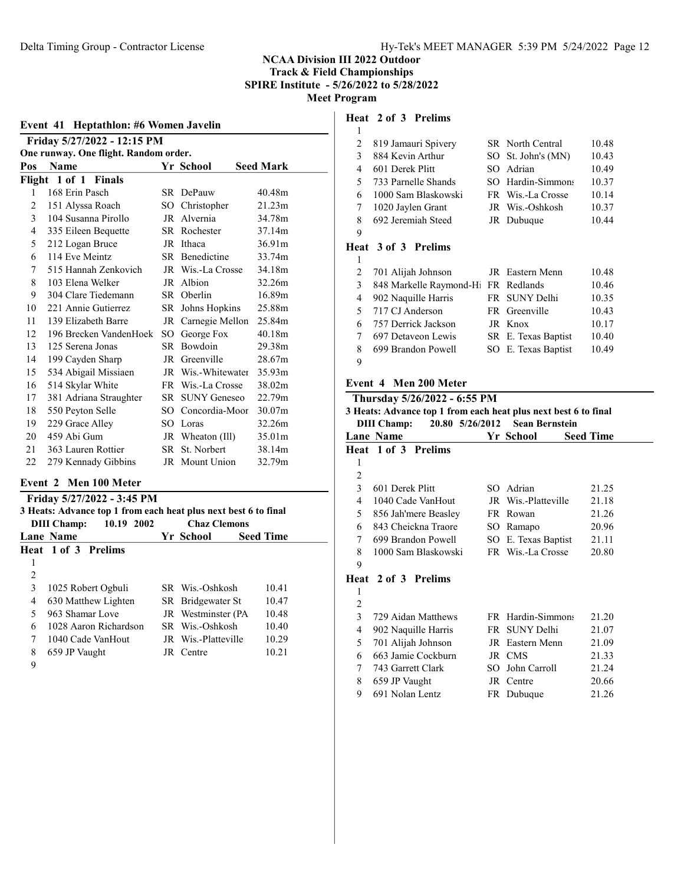**NCAA Division III 2022 Outdoor**
**Track & Field Championships**
**SPIRE Institute - 5/26/2022 to 5/28/2022**
**Meet Program**

### Event 41 Heptathlon: #6 Women Javelin

**Friday 5/27/2022 - 12:15 PM**
One runway. One flight. Random order.

| Pos | Name | Yr | School | Seed Mark |
|---|---|---|---|---|
| **Flight 1 of 1 Finals** | | | | |
| 1 | 168 Erin Pasch | SR | DePauw | 40.48m |
| 2 | 151 Alyssa Roach | SO | Christopher | 21.23m |
| 3 | 104 Susanna Pirollo | JR | Alvernia | 34.78m |
| 4 | 335 Eileen Bequette | SR | Rochester | 37.14m |
| 5 | 212 Logan Bruce | JR | Ithaca | 36.91m |
| 6 | 114 Eve Meintz | SR | Benedictine | 33.74m |
| 7 | 515 Hannah Zenkovich | JR | Wis.-La Crosse | 34.18m |
| 8 | 103 Elena Welker | JR | Albion | 32.26m |
| 9 | 304 Clare Tiedemann | SR | Oberlin | 16.89m |
| 10 | 221 Annie Gutierrez | SR | Johns Hopkins | 25.88m |
| 11 | 139 Elizabeth Barre | JR | Carnegie Mellon | 25.84m |
| 12 | 196 Brecken VandenHoek | SO | George Fox | 40.18m |
| 13 | 125 Serena Jonas | SR | Bowdoin | 29.38m |
| 14 | 199 Cayden Sharp | JR | Greenville | 28.67m |
| 15 | 534 Abigail Missiaen | JR | Wis.-Whitewater | 35.93m |
| 16 | 514 Skylar White | FR | Wis.-La Crosse | 38.02m |
| 17 | 381 Adriana Straughter | SR | SUNY Geneseo | 22.79m |
| 18 | 550 Peyton Selle | SO | Concordia-Moor | 30.07m |
| 19 | 229 Grace Alley | SO | Loras | 32.26m |
| 20 | 459 Abi Gum | JR | Wheaton (Ill) | 35.01m |
| 21 | 363 Lauren Rottier | SR | St. Norbert | 38.14m |
| 22 | 279 Kennady Gibbins | JR | Mount Union | 32.79m |

### Event 2 Men 100 Meter

**Friday 5/27/2022 - 3:45 PM**
3 Heats: Advance top 1 from each heat plus next best 6 to final
DIII Champ: 10.19 2002 Chaz Clemons

| Lane | Name | Yr | School | Seed Time |
|---|---|---|---|---|
| **Heat 1 of 3 Prelims** | | | | |
| 1 | | | | |
| 2 | | | | |
| 3 | 1025 Robert Ogbuli | SR | Wis.-Oshkosh | 10.41 |
| 4 | 630 Matthew Lighten | SR | Bridgewater St | 10.47 |
| 5 | 963 Shamar Love | JR | Westminster (PA | 10.48 |
| 6 | 1028 Aaron Richardson | SR | Wis.-Oshkosh | 10.40 |
| 7 | 1040 Cade VanHout | JR | Wis.-Platteville | 10.29 |
| 8 | 659 JP Vaught | JR | Centre | 10.21 |
| 9 | | | | |
| **Heat 2 of 3 Prelims** | | | | |
| 1 | | | | |
| 2 | 819 Jamauri Spivery | SR | North Central | 10.48 |
| 3 | 884 Kevin Arthur | SO | St. John's (MN) | 10.43 |
| 4 | 601 Derek Plitt | SO | Adrian | 10.49 |
| 5 | 733 Parnelle Shands | SO | Hardin-Simmons | 10.37 |
| 6 | 1000 Sam Blaskowski | FR | Wis.-La Crosse | 10.14 |
| 7 | 1020 Jaylen Grant | JR | Wis.-Oshkosh | 10.37 |
| 8 | 692 Jeremiah Steed | JR | Dubuque | 10.44 |
| 9 | | | | |
| **Heat 3 of 3 Prelims** | | | | |
| 1 | | | | |
| 2 | 701 Alijah Johnson | JR | Eastern Menn | 10.48 |
| 3 | 848 Markelle Raymond-Hi | FR | Redlands | 10.46 |
| 4 | 902 Naquille Harris | FR | SUNY Delhi | 10.35 |
| 5 | 717 CJ Anderson | FR | Greenville | 10.43 |
| 6 | 757 Derrick Jackson | JR | Knox | 10.17 |
| 7 | 697 Detaveon Lewis | SR | E. Texas Baptist | 10.40 |
| 8 | 699 Brandon Powell | SO | E. Texas Baptist | 10.49 |
| 9 | | | | |

### Event 4 Men 200 Meter

**Thursday 5/26/2022 - 6:55 PM**
3 Heats: Advance top 1 from each heat plus next best 6 to final
DIII Champ: 20.80 5/26/2012 Sean Bernstein

| Lane | Name | Yr | School | Seed Time |
|---|---|---|---|---|
| **Heat 1 of 3 Prelims** | | | | |
| 1 | | | | |
| 2 | | | | |
| 3 | 601 Derek Plitt | SO | Adrian | 21.25 |
| 4 | 1040 Cade VanHout | JR | Wis.-Platteville | 21.18 |
| 5 | 856 Jah'mere Beasley | FR | Rowan | 21.26 |
| 6 | 843 Cheickna Traore | SO | Ramapo | 20.96 |
| 7 | 699 Brandon Powell | SO | E. Texas Baptist | 21.11 |
| 8 | 1000 Sam Blaskowski | FR | Wis.-La Crosse | 20.80 |
| 9 | | | | |
| **Heat 2 of 3 Prelims** | | | | |
| 1 | | | | |
| 2 | | | | |
| 3 | 729 Aidan Matthews | FR | Hardin-Simmons | 21.20 |
| 4 | 902 Naquille Harris | FR | SUNY Delhi | 21.07 |
| 5 | 701 Alijah Johnson | JR | Eastern Menn | 21.09 |
| 6 | 663 Jamie Cockburn | JR | CMS | 21.33 |
| 7 | 743 Garrett Clark | SO | John Carroll | 21.24 |
| 8 | 659 JP Vaught | JR | Centre | 20.66 |
| 9 | 691 Nolan Lentz | FR | Dubuque | 21.26 |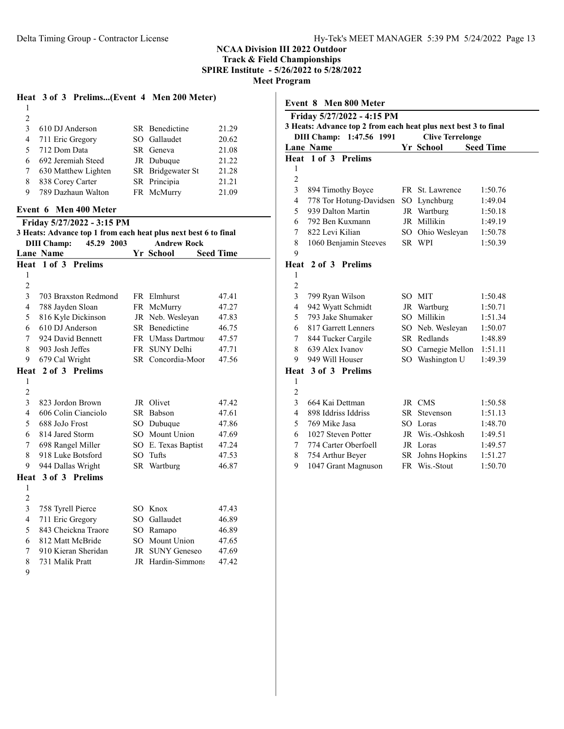# NCAA Division III 2022 Outdoor
# Track & Field Championships
# SPIRE Institute - 5/26/2022 to 5/28/2022
# Meet Program

### Heat 3 of 3 Prelims...(Event 4 Men 200 Meter)

| Lane | Name | Yr | School | Seed Time |
|---|---|---|---|---|
| 1 | | | | |
| 2 | | | | |
| 3 | 610 DJ Anderson | SR | Benedictine | 21.29 |
| 4 | 711 Eric Gregory | SO | Gallaudet | 20.62 |
| 5 | 712 Dom Data | SR | Geneva | 21.08 |
| 6 | 692 Jeremiah Steed | JR | Dubuque | 21.22 |
| 7 | 630 Matthew Lighten | SR | Bridgewater St | 21.28 |
| 8 | 838 Corey Carter | SR | Principia | 21.21 |
| 9 | 789 Dazhaun Walton | FR | McMurry | 21.09 |

## Event 6 Men 400 Meter

**Friday 5/27/2022 - 3:15 PM**

**3 Heats: Advance top 1 from each heat plus next best 6 to final**

**DIII Champ: 45.29 2003 Andrew Rock**

### Heat 1 of 3 Prelims

| Lane | Name | Yr | School | Seed Time |
|---|---|---|---|---|
| 1 | | | | |
| 2 | | | | |
| 3 | 703 Braxston Redmond | FR | Elmhurst | 47.41 |
| 4 | 788 Jayden Sloan | FR | McMurry | 47.27 |
| 5 | 816 Kyle Dickinson | JR | Neb. Wesleyan | 47.83 |
| 6 | 610 DJ Anderson | SR | Benedictine | 46.75 |
| 7 | 924 David Bennett | FR | UMass Dartmou | 47.57 |
| 8 | 903 Josh Jeffes | FR | SUNY Delhi | 47.71 |
| 9 | 679 Cal Wright | SR | Concordia-Moor | 47.56 |

### Heat 2 of 3 Prelims

| Lane | Name | Yr | School | Seed Time |
|---|---|---|---|---|
| 1 | | | | |
| 2 | | | | |
| 3 | 823 Jordon Brown | JR | Olivet | 47.42 |
| 4 | 606 Colin Cianciolo | SR | Babson | 47.61 |
| 5 | 688 JoJo Frost | SO | Dubuque | 47.86 |
| 6 | 814 Jared Storm | SO | Mount Union | 47.69 |
| 7 | 698 Rangel Miller | SO | E. Texas Baptist | 47.24 |
| 8 | 918 Luke Botsford | SO | Tufts | 47.53 |
| 9 | 944 Dallas Wright | SR | Wartburg | 46.87 |

### Heat 3 of 3 Prelims

| Lane | Name | Yr | School | Seed Time |
|---|---|---|---|---|
| 1 | | | | |
| 2 | | | | |
| 3 | 758 Tyrell Pierce | SO | Knox | 47.43 |
| 4 | 711 Eric Gregory | SO | Gallaudet | 46.89 |
| 5 | 843 Cheickna Traore | SO | Ramapo | 46.89 |
| 6 | 812 Matt McBride | SO | Mount Union | 47.65 |
| 7 | 910 Kieran Sheridan | JR | SUNY Geneseo | 47.69 |
| 8 | 731 Malik Pratt | JR | Hardin-Simmons | 47.42 |
| 9 | | | | |

## Event 8 Men 800 Meter

**Friday 5/27/2022 - 4:15 PM**

**3 Heats: Advance top 2 from each heat plus next best 3 to final**

**DIII Champ: 1:47.56 1991 Clive Terrelonge**

### Heat 1 of 3 Prelims

| Lane | Name | Yr | School | Seed Time |
|---|---|---|---|---|
| 1 | | | | |
| 2 | | | | |
| 3 | 894 Timothy Boyce | FR | St. Lawrence | 1:50.76 |
| 4 | 778 Tor Hotung-Davidsen | SO | Lynchburg | 1:49.04 |
| 5 | 939 Dalton Martin | JR | Wartburg | 1:50.18 |
| 6 | 792 Ben Kuxmann | JR | Millikin | 1:49.19 |
| 7 | 822 Levi Kilian | SO | Ohio Wesleyan | 1:50.78 |
| 8 | 1060 Benjamin Steeves | SR | WPI | 1:50.39 |
| 9 | | | | |

### Heat 2 of 3 Prelims

| Lane | Name | Yr | School | Seed Time |
|---|---|---|---|---|
| 1 | | | | |
| 2 | | | | |
| 3 | 799 Ryan Wilson | SO | MIT | 1:50.48 |
| 4 | 942 Wyatt Schmidt | JR | Wartburg | 1:50.71 |
| 5 | 793 Jake Shumaker | SO | Millikin | 1:51.34 |
| 6 | 817 Garrett Lenners | SO | Neb. Wesleyan | 1:50.07 |
| 7 | 844 Tucker Cargile | SR | Redlands | 1:48.89 |
| 8 | 639 Alex Ivanov | SO | Carnegie Mellon | 1:51.11 |
| 9 | 949 Will Houser | SO | Washington U | 1:49.39 |

### Heat 3 of 3 Prelims

| Lane | Name | Yr | School | Seed Time |
|---|---|---|---|---|
| 1 | | | | |
| 2 | | | | |
| 3 | 664 Kai Dettman | JR | CMS | 1:50.58 |
| 4 | 898 Iddriss Iddris | SR | Stevenson | 1:51.13 |
| 5 | 769 Mike Jasa | SO | Loras | 1:48.70 |
| 6 | 1027 Steven Potter | JR | Wis.-Oshkosh | 1:49.51 |
| 7 | 774 Carter Oberfoell | JR | Loras | 1:49.57 |
| 8 | 754 Arthur Beyer | SR | Johns Hopkins | 1:51.27 |
| 9 | 1047 Grant Magnuson | FR | Wis.-Stout | 1:50.70 |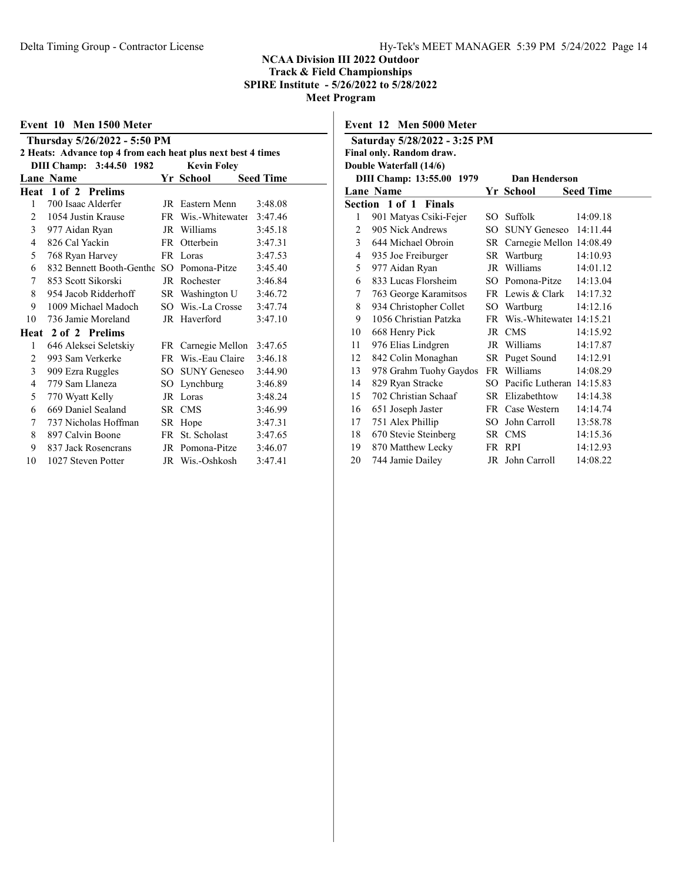## NCAA Division III 2022 Outdoor Track & Field Championships
### SPIRE Institute - 5/26/2022 to 5/28/2022
### Meet Program

### Event 10 Men 1500 Meter

**Thursday 5/26/2022 - 5:50 PM**

**2 Heats: Advance top 4 from each heat plus next best 4 times**

**DIII Champ: 3:44.50 1982 Kevin Foley**

| Lane | Name | Yr | School | Seed Time |
|---|---|---|---|---|
| **Heat 1 of 2 Prelims** | | | | |
| 1 | 700 Isaac Alderfer | JR | Eastern Menn | 3:48.08 |
| 2 | 1054 Justin Krause | FR | Wis.-Whitewater | 3:47.46 |
| 3 | 977 Aidan Ryan | JR | Williams | 3:45.18 |
| 4 | 826 Cal Yackin | FR | Otterbein | 3:47.31 |
| 5 | 768 Ryan Harvey | FR | Loras | 3:47.53 |
| 6 | 832 Bennett Booth-Genthe | SO | Pomona-Pitze | 3:45.40 |
| 7 | 853 Scott Sikorski | JR | Rochester | 3:46.84 |
| 8 | 954 Jacob Ridderhoff | SR | Washington U | 3:46.72 |
| 9 | 1009 Michael Madoch | SO | Wis.-La Crosse | 3:47.74 |
| 10 | 736 Jamie Moreland | JR | Haverford | 3:47.10 |
| **Heat 2 of 2 Prelims** | | | | |
| 1 | 646 Aleksei Seletskiy | FR | Carnegie Mellon | 3:47.65 |
| 2 | 993 Sam Verkerke | FR | Wis.-Eau Claire | 3:46.18 |
| 3 | 909 Ezra Ruggles | SO | SUNY Geneseo | 3:44.90 |
| 4 | 779 Sam Llaneza | SO | Lynchburg | 3:46.89 |
| 5 | 770 Wyatt Kelly | JR | Loras | 3:48.24 |
| 6 | 669 Daniel Sealand | SR | CMS | 3:46.99 |
| 7 | 737 Nicholas Hoffman | SR | Hope | 3:47.31 |
| 8 | 897 Calvin Boone | FR | St. Scholast | 3:47.65 |
| 9 | 837 Jack Rosencrans | JR | Pomona-Pitze | 3:46.07 |
| 10 | 1027 Steven Potter | JR | Wis.-Oshkosh | 3:47.41 |

### Event 12 Men 5000 Meter

**Saturday 5/28/2022 - 3:25 PM**

**Final only. Random draw.**

**Double Waterfall (14/6)**

**DIII Champ: 13:55.00 1979 Dan Henderson**

| Lane | Name | Yr | School | Seed Time |
|---|---|---|---|---|
| **Section 1 of 1 Finals** | | | | |
| 1 | 901 Matyas Csiki-Fejer | SO | Suffolk | 14:09.18 |
| 2 | 905 Nick Andrews | SO | SUNY Geneseo | 14:11.44 |
| 3 | 644 Michael Obroin | SR | Carnegie Mellon | 14:08.49 |
| 4 | 935 Joe Freiburger | SR | Wartburg | 14:10.93 |
| 5 | 977 Aidan Ryan | JR | Williams | 14:01.12 |
| 6 | 833 Lucas Florsheim | SO | Pomona-Pitze | 14:13.04 |
| 7 | 763 George Karamitsos | FR | Lewis & Clark | 14:17.32 |
| 8 | 934 Christopher Collet | SO | Wartburg | 14:12.16 |
| 9 | 1056 Christian Patzka | FR | Wis.-Whitewater | 14:15.21 |
| 10 | 668 Henry Pick | JR | CMS | 14:15.92 |
| 11 | 976 Elias Lindgren | JR | Williams | 14:17.87 |
| 12 | 842 Colin Monaghan | SR | Puget Sound | 14:12.91 |
| 13 | 978 Grahm Tuohy Gaydos | FR | Williams | 14:08.29 |
| 14 | 829 Ryan Stracke | SO | Pacific Lutheran | 14:15.83 |
| 15 | 702 Christian Schaaf | SR | Elizabethtow | 14:14.38 |
| 16 | 651 Joseph Jaster | FR | Case Western | 14:14.74 |
| 17 | 751 Alex Phillip | SO | John Carroll | 13:58.78 |
| 18 | 670 Stevie Steinberg | SR | CMS | 14:15.36 |
| 19 | 870 Matthew Lecky | FR | RPI | 14:12.93 |
| 20 | 744 Jamie Dailey | JR | John Carroll | 14:08.22 |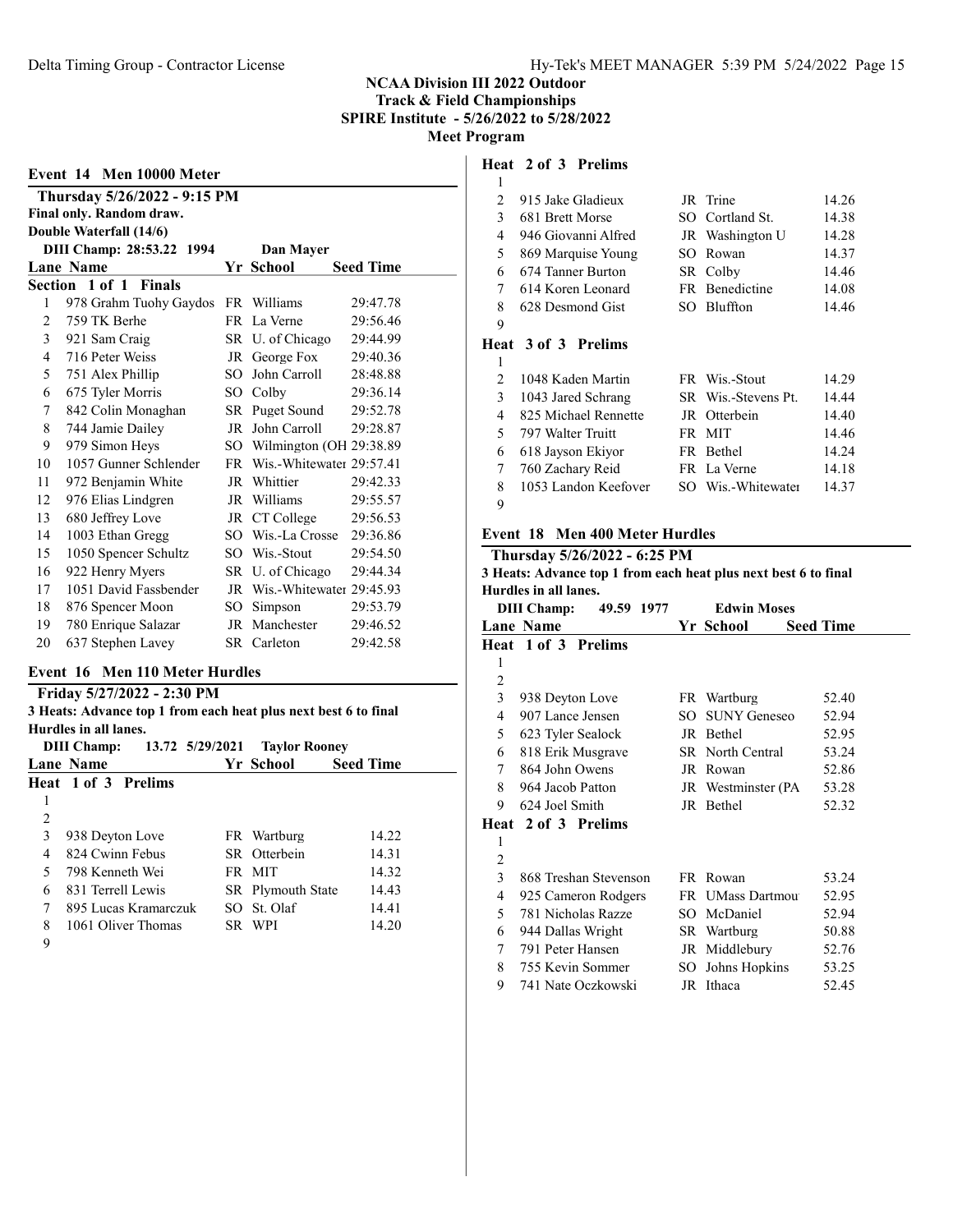# NCAA Division III 2022 Outdoor Track & Field Championships

**SPIRE Institute - 5/26/2022 to 5/28/2022**

**Meet Program**

## Event 14 Men 10000 Meter

**Thursday 5/26/2022 - 9:15 PM**

**Final only. Random draw.**

**Double Waterfall (14/6)**

**DIII Champ: 28:53.22 1994 Dan Mayer**

| Lane | Name | Yr | School | Seed Time |
|---|---|---|---|---|
| **Section 1 of 1 Finals** | | | | |
| 1 | 978 Grahm Tuohy Gaydos | FR | Williams | 29:47.78 |
| 2 | 759 TK Berhe | FR | La Verne | 29:56.46 |
| 3 | 921 Sam Craig | SR | U. of Chicago | 29:44.99 |
| 4 | 716 Peter Weiss | JR | George Fox | 29:40.36 |
| 5 | 751 Alex Phillip | SO | John Carroll | 28:48.88 |
| 6 | 675 Tyler Morris | SO | Colby | 29:36.14 |
| 7 | 842 Colin Monaghan | SR | Puget Sound | 29:52.78 |
| 8 | 744 Jamie Dailey | JR | John Carroll | 29:28.87 |
| 9 | 979 Simon Heys | SO | Wilmington (OH | 29:38.89 |
| 10 | 1057 Gunner Schlender | FR | Wis.-Whitewater | 29:57.41 |
| 11 | 972 Benjamin White | JR | Whittier | 29:42.33 |
| 12 | 976 Elias Lindgren | JR | Williams | 29:55.57 |
| 13 | 680 Jeffrey Love | JR | CT College | 29:56.53 |
| 14 | 1003 Ethan Gregg | SO | Wis.-La Crosse | 29:36.86 |
| 15 | 1050 Spencer Schultz | SO | Wis.-Stout | 29:54.50 |
| 16 | 922 Henry Myers | SR | U. of Chicago | 29:44.34 |
| 17 | 1051 David Fassbender | JR | Wis.-Whitewater | 29:45.93 |
| 18 | 876 Spencer Moon | SO | Simpson | 29:53.79 |
| 19 | 780 Enrique Salazar | JR | Manchester | 29:46.52 |
| 20 | 637 Stephen Lavey | SR | Carleton | 29:42.58 |

## Event 16 Men 110 Meter Hurdles

**Friday 5/27/2022 - 2:30 PM**

**3 Heats: Advance top 1 from each heat plus next best 6 to final**

**Hurdles in all lanes.**

**DIII Champ: 13.72 5/29/2021 Taylor Rooney**

| Lane | Name | Yr | School | Seed Time |
|---|---|---|---|---|
| **Heat 1 of 3 Prelims** | | | | |
| 1 | | | | |
| 2 | | | | |
| 3 | 938 Deyton Love | FR | Wartburg | 14.22 |
| 4 | 824 Cwinn Febus | SR | Otterbein | 14.31 |
| 5 | 798 Kenneth Wei | FR | MIT | 14.32 |
| 6 | 831 Terrell Lewis | SR | Plymouth State | 14.43 |
| 7 | 895 Lucas Kramarczuk | SO | St. Olaf | 14.41 |
| 8 | 1061 Oliver Thomas | SR | WPI | 14.20 |
| 9 | | | | |
| **Heat 2 of 3 Prelims** | | | | |
| 1 | | | | |
| 2 | 915 Jake Gladieux | JR | Trine | 14.26 |
| 3 | 681 Brett Morse | SO | Cortland St. | 14.38 |
| 4 | 946 Giovanni Alfred | JR | Washington U | 14.28 |
| 5 | 869 Marquise Young | SO | Rowan | 14.37 |
| 6 | 674 Tanner Burton | SR | Colby | 14.46 |
| 7 | 614 Koren Leonard | FR | Benedictine | 14.08 |
| 8 | 628 Desmond Gist | SO | Bluffton | 14.46 |
| 9 | | | | |
| **Heat 3 of 3 Prelims** | | | | |
| 1 | | | | |
| 2 | 1048 Kaden Martin | FR | Wis.-Stout | 14.29 |
| 3 | 1043 Jared Schrang | SR | Wis.-Stevens Pt. | 14.44 |
| 4 | 825 Michael Rennette | JR | Otterbein | 14.40 |
| 5 | 797 Walter Truitt | FR | MIT | 14.46 |
| 6 | 618 Jayson Ekiyor | FR | Bethel | 14.24 |
| 7 | 760 Zachary Reid | FR | La Verne | 14.18 |
| 8 | 1053 Landon Keefover | SO | Wis.-Whitewater | 14.37 |
| 9 | | | | |

## Event 18 Men 400 Meter Hurdles

**Thursday 5/26/2022 - 6:25 PM**

**3 Heats: Advance top 1 from each heat plus next best 6 to final**

**Hurdles in all lanes.**

**DIII Champ: 49.59 1977 Edwin Moses**

| Lane | Name | Yr | School | Seed Time |
|---|---|---|---|---|
| **Heat 1 of 3 Prelims** | | | | |
| 1 | | | | |
| 2 | | | | |
| 3 | 938 Deyton Love | FR | Wartburg | 52.40 |
| 4 | 907 Lance Jensen | SO | SUNY Geneseo | 52.94 |
| 5 | 623 Tyler Sealock | JR | Bethel | 52.95 |
| 6 | 818 Erik Musgrave | SR | North Central | 53.24 |
| 7 | 864 John Owens | JR | Rowan | 52.86 |
| 8 | 964 Jacob Patton | JR | Westminster (PA | 53.28 |
| 9 | 624 Joel Smith | JR | Bethel | 52.32 |
| **Heat 2 of 3 Prelims** | | | | |
| 1 | | | | |
| 2 | | | | |
| 3 | 868 Treshan Stevenson | FR | Rowan | 53.24 |
| 4 | 925 Cameron Rodgers | FR | UMass Dartmou | 52.95 |
| 5 | 781 Nicholas Razze | SO | McDaniel | 52.94 |
| 6 | 944 Dallas Wright | SR | Wartburg | 50.88 |
| 7 | 791 Peter Hansen | JR | Middlebury | 52.76 |
| 8 | 755 Kevin Sommer | SO | Johns Hopkins | 53.25 |
| 9 | 741 Nate Oczkowski | JR | Ithaca | 52.45 |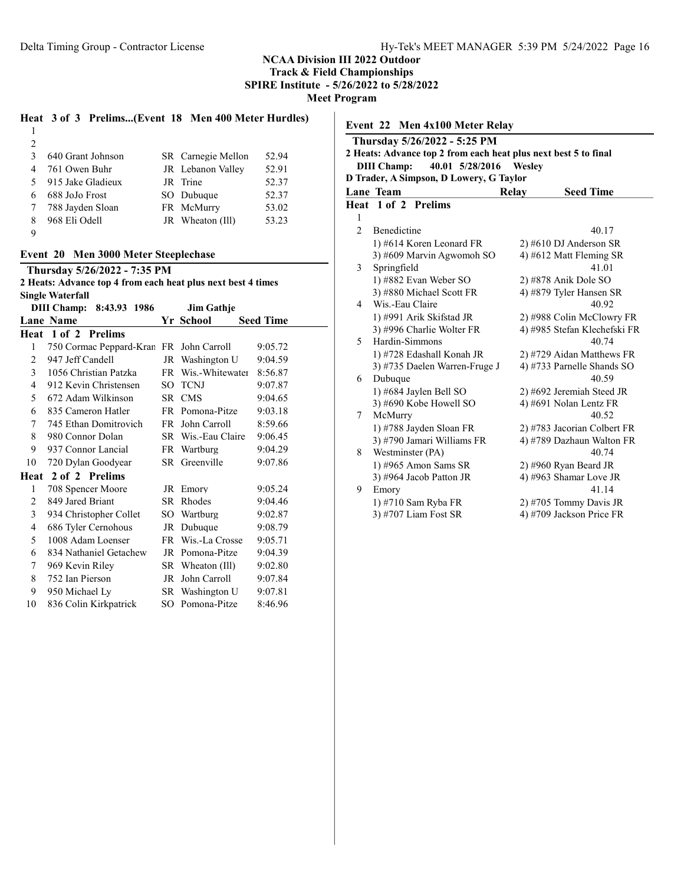# NCAA Division III 2022 Outdoor Track & Field Championships

## SPIRE Institute - 5/26/2022 to 5/28/2022

## Meet Program

### Heat 3 of 3 Prelims...(Event 18 Men 400 Meter Hurdles)

| Lane | Name | Yr | School | Seed Time |
|---|---|---|---|---|
| 1 | | | | |
| 2 | | | | |
| 3 | 640 Grant Johnson | SR | Carnegie Mellon | 52.94 |
| 4 | 761 Owen Buhr | JR | Lebanon Valley | 52.91 |
| 5 | 915 Jake Gladieux | JR | Trine | 52.37 |
| 6 | 688 JoJo Frost | SO | Dubuque | 52.37 |
| 7 | 788 Jayden Sloan | FR | McMurry | 53.02 |
| 8 | 968 Eli Odell | JR | Wheaton (Ill) | 53.23 |
| 9 | | | | |

### Event 20 Men 3000 Meter Steeplechase

**Thursday 5/26/2022 - 7:35 PM**
**2 Heats: Advance top 4 from each heat plus next best 4 times**
**Single Waterfall**
**DIII Champ: 8:43.93 1986 Jim Gathje**

| Lane | Name | Yr | School | Seed Time |
|---|---|---|---|---|
| **Heat 1 of 2 Prelims** | | | | |
| 1 | 750 Cormac Peppard-Kran | FR | John Carroll | 9:05.72 |
| 2 | 947 Jeff Candell | JR | Washington U | 9:04.59 |
| 3 | 1056 Christian Patzka | FR | Wis.-Whitewater | 8:56.87 |
| 4 | 912 Kevin Christensen | SO | TCNJ | 9:07.87 |
| 5 | 672 Adam Wilkinson | SR | CMS | 9:04.65 |
| 6 | 835 Cameron Hatler | FR | Pomona-Pitze | 9:03.18 |
| 7 | 745 Ethan Domitrovich | FR | John Carroll | 8:59.66 |
| 8 | 980 Connor Dolan | SR | Wis.-Eau Claire | 9:06.45 |
| 9 | 937 Connor Lancial | FR | Wartburg | 9:04.29 |
| 10 | 720 Dylan Goodyear | SR | Greenville | 9:07.86 |
| **Heat 2 of 2 Prelims** | | | | |
| 1 | 708 Spencer Moore | JR | Emory | 9:05.24 |
| 2 | 849 Jared Briant | SR | Rhodes | 9:04.46 |
| 3 | 934 Christopher Collet | SO | Wartburg | 9:02.87 |
| 4 | 686 Tyler Cernohous | JR | Dubuque | 9:08.79 |
| 5 | 1008 Adam Loenser | FR | Wis.-La Crosse | 9:05.71 |
| 6 | 834 Nathaniel Getachew | JR | Pomona-Pitze | 9:04.39 |
| 7 | 969 Kevin Riley | SR | Wheaton (Ill) | 9:02.80 |
| 8 | 752 Ian Pierson | JR | John Carroll | 9:07.84 |
| 9 | 950 Michael Ly | SR | Washington U | 9:07.81 |
| 10 | 836 Colin Kirkpatrick | SO | Pomona-Pitze | 8:46.96 |

### Event 22 Men 4x100 Meter Relay

**Thursday 5/26/2022 - 5:25 PM**
**2 Heats: Advance top 2 from each heat plus next best 5 to final**
**DIII Champ: 40.01 5/28/2016 Wesley**
**D Trader, A Simpson, D Lowery, G Taylor**

| Lane | Team | Relay | Seed Time |
|---|---|---|---|
| **Heat 1 of 2 Prelims** | | | |
| 1 | | | |
| 2 | Benedictine | | 40.17 |
| | 1) #614 Koren Leonard FR | 2) #610 DJ Anderson SR | |
| | 3) #609 Marvin Agwomoh SO | 4) #612 Matt Fleming SR | |
| 3 | Springfield | | 41.01 |
| | 1) #882 Evan Weber SO | 2) #878 Anik Dole SO | |
| | 3) #880 Michael Scott FR | 4) #879 Tyler Hansen SR | |
| 4 | Wis.-Eau Claire | | 40.92 |
| | 1) #991 Arik Skifstad JR | 2) #988 Colin McClowry FR | |
| | 3) #996 Charlie Wolter FR | 4) #985 Stefan Klechefski FR | |
| 5 | Hardin-Simmons | | 40.74 |
| | 1) #728 Edashall Konah JR | 2) #729 Aidan Matthews FR | |
| | 3) #735 Daelen Warren-Fruge J | 4) #733 Parnelle Shands SO | |
| 6 | Dubuque | | 40.59 |
| | 1) #684 Jaylen Bell SO | 2) #692 Jeremiah Steed JR | |
| | 3) #690 Kobe Howell SO | 4) #691 Nolan Lentz FR | |
| 7 | McMurry | | 40.52 |
| | 1) #788 Jayden Sloan FR | 2) #783 Jacorian Colbert FR | |
| | 3) #790 Jamari Williams FR | 4) #789 Dazhaun Walton FR | |
| 8 | Westminster (PA) | | 40.74 |
| | 1) #965 Amon Sams SR | 2) #960 Ryan Beard JR | |
| | 3) #964 Jacob Patton JR | 4) #963 Shamar Love JR | |
| 9 | Emory | | 41.14 |
| | 1) #710 Sam Ryba FR | 2) #705 Tommy Davis JR | |
| | 3) #707 Liam Fost SR | 4) #709 Jackson Price FR | |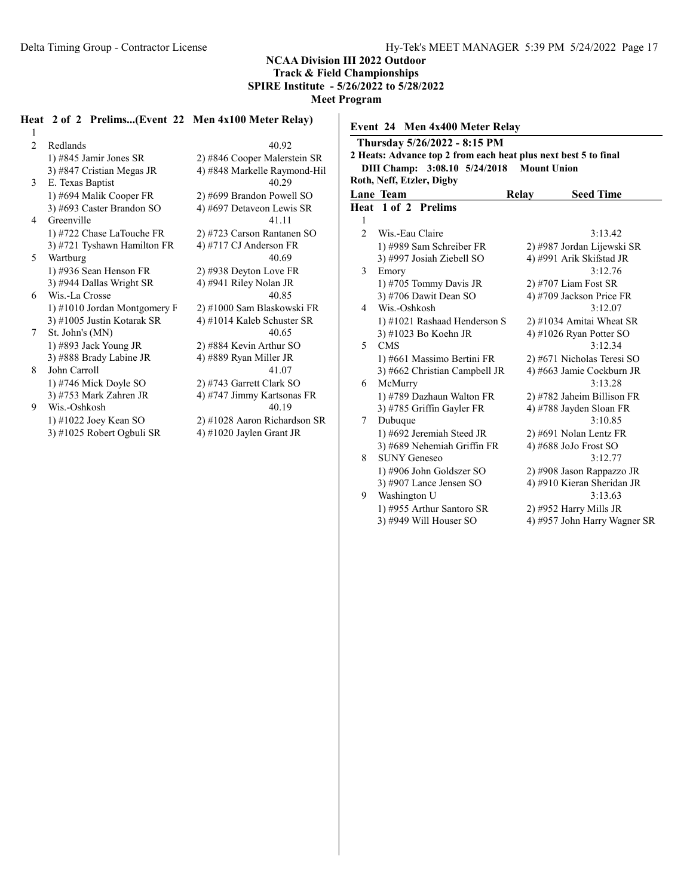**NCAA Division III 2022 Outdoor**
**Track & Field Championships**
**SPIRE Institute - 5/26/2022 to 5/28/2022**
**Meet Program**

### Heat 2 of 2 Prelims...(Event 22 Men 4x100 Meter Relay)

| Lane | Team | Seed Time |
|---|---|---|
| 1 | | |
| 2 | Redlands | 40.92 |
| | 1) #845 Jamir Jones SR | 2) #846 Cooper Malerstein SR |
| | 3) #847 Cristian Megas JR | 4) #848 Markelle Raymond-Hil |
| 3 | E. Texas Baptist | 40.29 |
| | 1) #694 Malik Cooper FR | 2) #699 Brandon Powell SO |
| | 3) #693 Caster Brandon SO | 4) #697 Detaveon Lewis SR |
| 4 | Greenville | 41.11 |
| | 1) #722 Chase LaTouche FR | 2) #723 Carson Rantanen SO |
| | 3) #721 Tyshawn Hamilton FR | 4) #717 CJ Anderson FR |
| 5 | Wartburg | 40.69 |
| | 1) #936 Sean Henson FR | 2) #938 Deyton Love FR |
| | 3) #944 Dallas Wright SR | 4) #941 Riley Nolan JR |
| 6 | Wis.-La Crosse | 40.85 |
| | 1) #1010 Jordan Montgomery F | 2) #1000 Sam Blaskowski FR |
| | 3) #1005 Justin Kotarak SR | 4) #1014 Kaleb Schuster SR |
| 7 | St. John's (MN) | 40.65 |
| | 1) #893 Jack Young JR | 2) #884 Kevin Arthur SO |
| | 3) #888 Brady Labine JR | 4) #889 Ryan Miller JR |
| 8 | John Carroll | 41.07 |
| | 1) #746 Mick Doyle SO | 2) #743 Garrett Clark SO |
| | 3) #753 Mark Zahren JR | 4) #747 Jimmy Kartsonas FR |
| 9 | Wis.-Oshkosh | 40.19 |
| | 1) #1022 Joey Kean SO | 2) #1028 Aaron Richardson SR |
| | 3) #1025 Robert Ogbuli SR | 4) #1020 Jaylen Grant JR |

## Event 24 Men 4x400 Meter Relay

**Thursday 5/26/2022 - 8:15 PM**
**2 Heats: Advance top 2 from each heat plus next best 5 to final**
**DIII Champ: 3:08.10 5/24/2018 Mount Union**
**Roth, Neff, Etzler, Digby**

### Heat 1 of 2 Prelims

| Lane | Team | Relay | Seed Time |
|---|---|---|---|
| 1 | | | |
| 2 | Wis.-Eau Claire | | 3:13.42 |
| | 1) #989 Sam Schreiber FR | 2) #987 Jordan Lijewski SR | |
| | 3) #997 Josiah Ziebell SO | 4) #991 Arik Skifstad JR | |
| 3 | Emory | | 3:12.76 |
| | 1) #705 Tommy Davis JR | 2) #707 Liam Fost SR | |
| | 3) #706 Dawit Dean SO | 4) #709 Jackson Price FR | |
| 4 | Wis.-Oshkosh | | 3:12.07 |
| | 1) #1021 Rashaad Henderson S | 2) #1034 Amitai Wheat SR | |
| | 3) #1023 Bo Koehn JR | 4) #1026 Ryan Potter SO | |
| 5 | CMS | | 3:12.34 |
| | 1) #661 Massimo Bertini FR | 2) #671 Nicholas Teresi SO | |
| | 3) #662 Christian Campbell JR | 4) #663 Jamie Cockburn JR | |
| 6 | McMurry | | 3:13.28 |
| | 1) #789 Dazhaun Walton FR | 2) #782 Jaheim Billison FR | |
| | 3) #785 Griffin Gayler FR | 4) #788 Jayden Sloan FR | |
| 7 | Dubuque | | 3:10.85 |
| | 1) #692 Jeremiah Steed JR | 2) #691 Nolan Lentz FR | |
| | 3) #689 Nehemiah Griffin FR | 4) #688 JoJo Frost SO | |
| 8 | SUNY Geneseo | | 3:12.77 |
| | 1) #906 John Goldszer SO | 2) #908 Jason Rappazzo JR | |
| | 3) #907 Lance Jensen SO | 4) #910 Kieran Sheridan JR | |
| 9 | Washington U | | 3:13.63 |
| | 1) #955 Arthur Santoro SR | 2) #952 Harry Mills JR | |
| | 3) #949 Will Houser SO | 4) #957 John Harry Wagner SR | |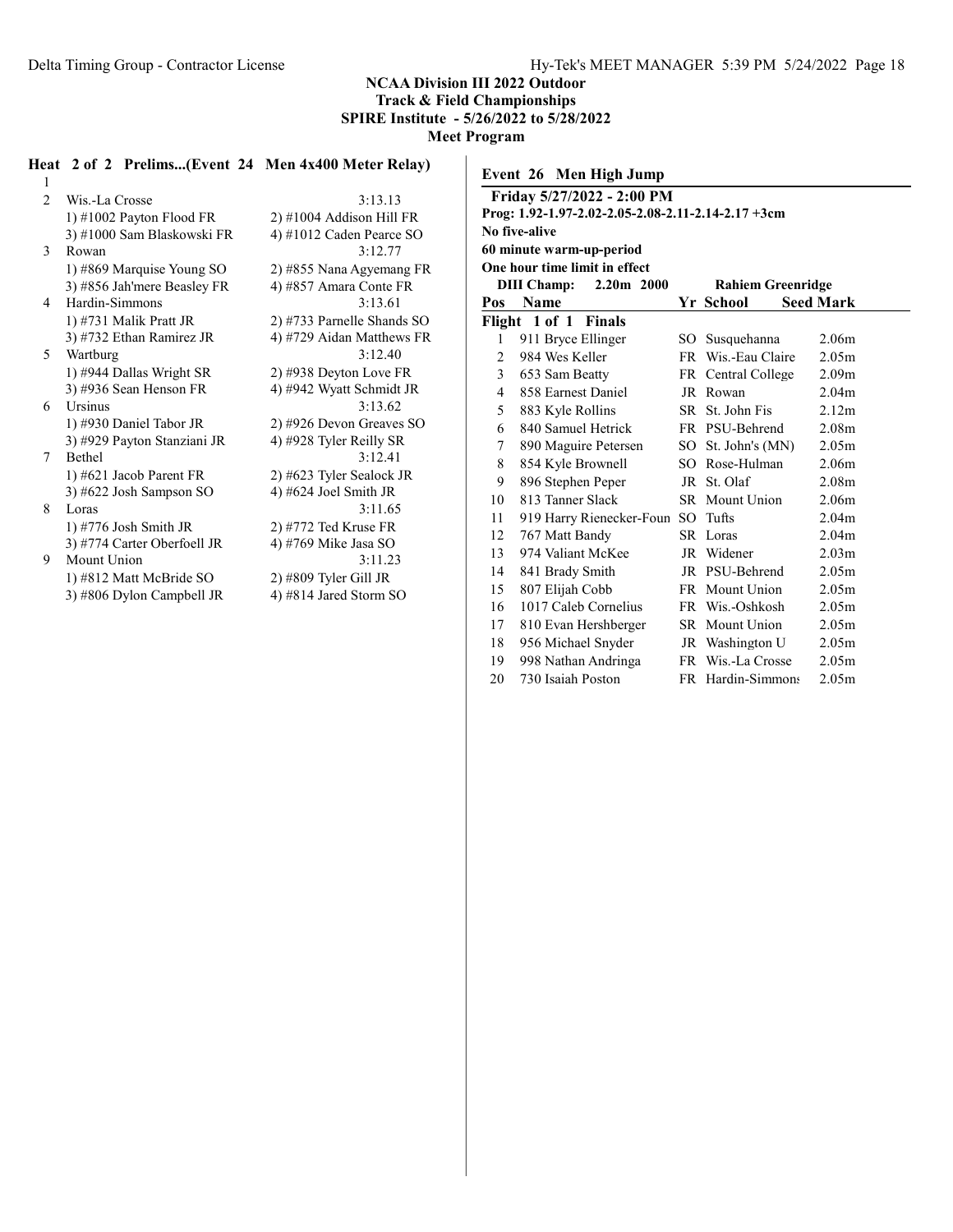**NCAA Division III 2022 Outdoor**
**Track & Field Championships**
**SPIRE Institute - 5/26/2022 to 5/28/2022**
**Meet Program**

### Heat 2 of 2 Prelims...(Event 24 Men 4x400 Meter Relay)

| Lane | Team | | Seed |
|---|---|---|---|
| 1 | | | |
| 2 | Wis.-La Crosse | | 3:13.13 |
| | 1) #1002 Payton Flood FR | 2) #1004 Addison Hill FR | |
| | 3) #1000 Sam Blaskowski FR | 4) #1012 Caden Pearce SO | |
| 3 | Rowan | | 3:12.77 |
| | 1) #869 Marquise Young SO | 2) #855 Nana Agyemang FR | |
| | 3) #856 Jah'mere Beasley FR | 4) #857 Amara Conte FR | |
| 4 | Hardin-Simmons | | 3:13.61 |
| | 1) #731 Malik Pratt JR | 2) #733 Parnelle Shands SO | |
| | 3) #732 Ethan Ramirez JR | 4) #729 Aidan Matthews FR | |
| 5 | Wartburg | | 3:12.40 |
| | 1) #944 Dallas Wright SR | 2) #938 Deyton Love FR | |
| | 3) #936 Sean Henson FR | 4) #942 Wyatt Schmidt JR | |
| 6 | Ursinus | | 3:13.62 |
| | 1) #930 Daniel Tabor JR | 2) #926 Devon Greaves SO | |
| | 3) #929 Payton Stanziani JR | 4) #928 Tyler Reilly SR | |
| 7 | Bethel | | 3:12.41 |
| | 1) #621 Jacob Parent FR | 2) #623 Tyler Sealock JR | |
| | 3) #622 Josh Sampson SO | 4) #624 Joel Smith JR | |
| 8 | Loras | | 3:11.65 |
| | 1) #776 Josh Smith JR | 2) #772 Ted Kruse FR | |
| | 3) #774 Carter Oberfoell JR | 4) #769 Mike Jasa SO | |
| 9 | Mount Union | | 3:11.23 |
| | 1) #812 Matt McBride SO | 2) #809 Tyler Gill JR | |
| | 3) #806 Dylon Campbell JR | 4) #814 Jared Storm SO | |

### Event 26 Men High Jump

**Friday 5/27/2022 - 2:00 PM**
**Prog: 1.92-1.97-2.02-2.05-2.08-2.11-2.14-2.17 +3cm**
**No five-alive**
**60 minute warm-up-period**
**One hour time limit in effect**
**DIII Champ: 2.20m 2000 Rahiem Greenridge**

**Flight 1 of 1 Finals**

| Pos | Name | Yr | School | Seed Mark |
|---|---|---|---|---|
| 1 | 911 Bryce Ellinger | SO | Susquehanna | 2.06m |
| 2 | 984 Wes Keller | FR | Wis.-Eau Claire | 2.05m |
| 3 | 653 Sam Beatty | FR | Central College | 2.09m |
| 4 | 858 Earnest Daniel | JR | Rowan | 2.04m |
| 5 | 883 Kyle Rollins | SR | St. John Fis | 2.12m |
| 6 | 840 Samuel Hetrick | FR | PSU-Behrend | 2.08m |
| 7 | 890 Maguire Petersen | SO | St. John's (MN) | 2.05m |
| 8 | 854 Kyle Brownell | SO | Rose-Hulman | 2.06m |
| 9 | 896 Stephen Peper | JR | St. Olaf | 2.08m |
| 10 | 813 Tanner Slack | SR | Mount Union | 2.06m |
| 11 | 919 Harry Rienecker-Foun | SO | Tufts | 2.04m |
| 12 | 767 Matt Bandy | SR | Loras | 2.04m |
| 13 | 974 Valiant McKee | JR | Widener | 2.03m |
| 14 | 841 Brady Smith | JR | PSU-Behrend | 2.05m |
| 15 | 807 Elijah Cobb | FR | Mount Union | 2.05m |
| 16 | 1017 Caleb Cornelius | FR | Wis.-Oshkosh | 2.05m |
| 17 | 810 Evan Hershberger | SR | Mount Union | 2.05m |
| 18 | 956 Michael Snyder | JR | Washington U | 2.05m |
| 19 | 998 Nathan Andringa | FR | Wis.-La Crosse | 2.05m |
| 20 | 730 Isaiah Poston | FR | Hardin-Simmons | 2.05m |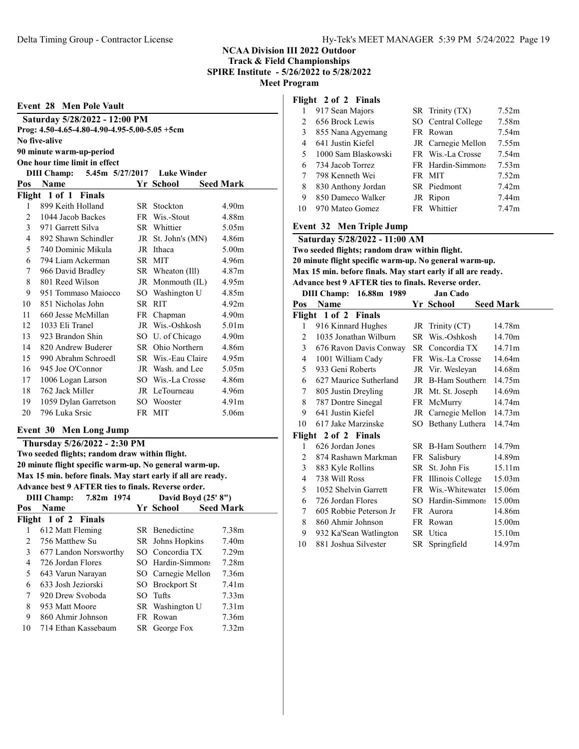**NCAA Division III 2022 Outdoor**
**Track & Field Championships**
**SPIRE Institute - 5/26/2022 to 5/28/2022**
**Meet Program**

## Event 28 Men Pole Vault

**Saturday 5/28/2022 - 12:00 PM**
**Prog: 4.50-4.65-4.80-4.90-4.95-5.00-5.05 +5cm**
**No five-alive**
**90 minute warm-up-period**
**One hour time limit in effect**

**DIII Champ: 5.45m 5/27/2017 Luke Winder**

| Pos | Name | Yr | School | Seed Mark |
|---|---|---|---|---|
| **Flight 1 of 1 Finals** | | | | |
| 1 | 899 Keith Holland | SR | Stockton | 4.90m |
| 2 | 1044 Jacob Backes | FR | Wis.-Stout | 4.88m |
| 3 | 971 Garrett Silva | SR | Whittier | 5.05m |
| 4 | 892 Shawn Schindler | JR | St. John's (MN) | 4.86m |
| 5 | 740 Dominic Mikula | JR | Ithaca | 5.00m |
| 6 | 794 Liam Ackerman | SR | MIT | 4.96m |
| 7 | 966 David Bradley | SR | Wheaton (Ill) | 4.87m |
| 8 | 801 Reed Wilson | JR | Monmouth (IL) | 4.95m |
| 9 | 951 Tommaso Maiocco | SO | Washington U | 4.85m |
| 10 | 851 Nicholas John | SR | RIT | 4.92m |
| 11 | 660 Jesse McMillan | FR | Chapman | 4.90m |
| 12 | 1033 Eli Tranel | JR | Wis.-Oshkosh | 5.01m |
| 13 | 923 Brandon Shin | SO | U. of Chicago | 4.90m |
| 14 | 820 Andrew Buderer | SR | Ohio Northern | 4.86m |
| 15 | 990 Abrahm Schroedl | SR | Wis.-Eau Claire | 4.95m |
| 16 | 945 Joe O'Connor | JR | Wash. and Lee | 5.05m |
| 17 | 1006 Logan Larson | SO | Wis.-La Crosse | 4.86m |
| 18 | 762 Jack Miller | JR | LeTourneau | 4.96m |
| 19 | 1059 Dylan Garretson | SO | Wooster | 4.91m |
| 20 | 796 Luka Srsic | FR | MIT | 5.06m |

## Event 30 Men Long Jump

**Thursday 5/26/2022 - 2:30 PM**
**Two seeded flights; random draw within flight.**
**20 minute flight specific warm-up. No general warm-up.**
**Max 15 min. before finals. May start early if all are ready.**
**Advance best 9 AFTER ties to finals. Reverse order.**

**DIII Champ: 7.82m 1974 David Boyd (25' 8")**

| Pos | Name | Yr | School | Seed Mark |
|---|---|---|---|---|
| **Flight 1 of 2 Finals** | | | | |
| 1 | 612 Matt Fleming | SR | Benedictine | 7.38m |
| 2 | 756 Matthew Su | SR | Johns Hopkins | 7.40m |
| 3 | 677 Landon Norsworthy | SO | Concordia TX | 7.29m |
| 4 | 726 Jordan Flores | SO | Hardin-Simmons | 7.28m |
| 5 | 643 Varun Narayan | SO | Carnegie Mellon | 7.36m |
| 6 | 633 Josh Jeziorski | SO | Brockport St | 7.41m |
| 7 | 920 Drew Svoboda | SO | Tufts | 7.33m |
| 8 | 953 Matt Moore | SR | Washington U | 7.31m |
| 9 | 860 Ahmir Johnson | FR | Rowan | 7.36m |
| 10 | 714 Ethan Kassebaum | SR | George Fox | 7.32m |
| **Flight 2 of 2 Finals** | | | | |
| 1 | 917 Sean Majors | SR | Trinity (TX) | 7.52m |
| 2 | 656 Brock Lewis | SO | Central College | 7.58m |
| 3 | 855 Nana Agyemang | FR | Rowan | 7.54m |
| 4 | 641 Justin Kiefel | JR | Carnegie Mellon | 7.55m |
| 5 | 1000 Sam Blaskowski | FR | Wis.-La Crosse | 7.54m |
| 6 | 734 Jacob Torrez | FR | Hardin-Simmons | 7.53m |
| 7 | 798 Kenneth Wei | FR | MIT | 7.52m |
| 8 | 830 Anthony Jordan | SR | Piedmont | 7.42m |
| 9 | 850 Dameco Walker | JR | Ripon | 7.44m |
| 10 | 970 Mateo Gomez | FR | Whittier | 7.47m |

## Event 32 Men Triple Jump

**Saturday 5/28/2022 - 11:00 AM**
**Two seeded flights; random draw within flight.**
**20 minute flight specific warm-up. No general warm-up.**
**Max 15 min. before finals. May start early if all are ready.**
**Advance best 9 AFTER ties to finals. Reverse order.**

**DIII Champ: 16.88m 1989 Jan Cado**

| Pos | Name | Yr | School | Seed Mark |
|---|---|---|---|---|
| **Flight 1 of 2 Finals** | | | | |
| 1 | 916 Kinnard Hughes | JR | Trinity (CT) | 14.78m |
| 2 | 1035 Jonathan Wilburn | SR | Wis.-Oshkosh | 14.70m |
| 3 | 676 Ravon Davis Conway | SR | Concordia TX | 14.71m |
| 4 | 1001 William Cady | FR | Wis.-La Crosse | 14.64m |
| 5 | 933 Geni Roberts | JR | Vir. Wesleyan | 14.68m |
| 6 | 627 Maurice Sutherland | JR | B-Ham Southern | 14.75m |
| 7 | 805 Justin Dreyling | JR | Mt. St. Joseph | 14.69m |
| 8 | 787 Dontre Sinegal | FR | McMurry | 14.74m |
| 9 | 641 Justin Kiefel | JR | Carnegie Mellon | 14.73m |
| 10 | 617 Jake Marzinske | SO | Bethany Luthera | 14.74m |
| **Flight 2 of 2 Finals** | | | | |
| 1 | 626 Jordan Jones | SR | B-Ham Southern | 14.79m |
| 2 | 874 Rashawn Markman | FR | Salisbury | 14.89m |
| 3 | 883 Kyle Rollins | SR | St. John Fis | 15.11m |
| 4 | 738 Will Ross | FR | Illinois College | 15.03m |
| 5 | 1052 Shelvin Garrett | FR | Wis.-Whitewater | 15.06m |
| 6 | 726 Jordan Flores | SO | Hardin-Simmons | 15.00m |
| 7 | 605 Robbie Peterson Jr | FR | Aurora | 14.86m |
| 8 | 860 Ahmir Johnson | FR | Rowan | 15.00m |
| 9 | 932 Ka'Sean Watlington | SR | Utica | 15.10m |
| 10 | 881 Joshua Silvester | SR | Springfield | 14.97m |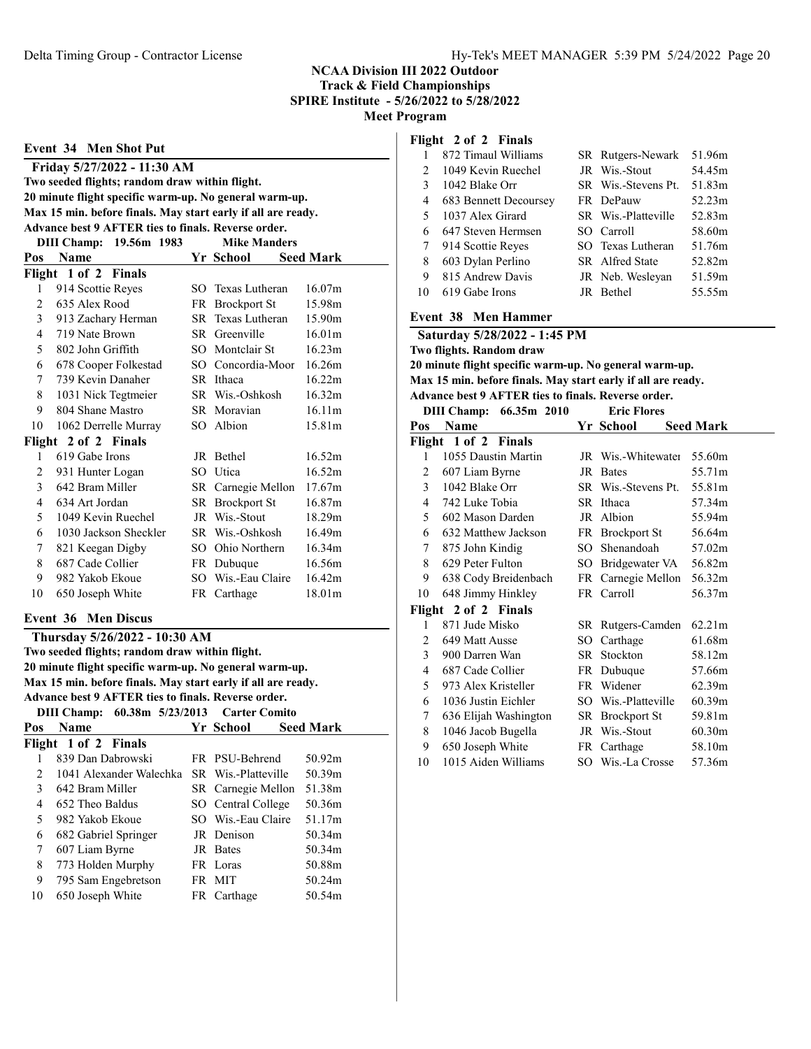**NCAA Division III 2022 Outdoor**
**Track & Field Championships**
**SPIRE Institute - 5/26/2022 to 5/28/2022**
**Meet Program**

## Event 34 Men Shot Put

**Friday 5/27/2022 - 11:30 AM**
**Two seeded flights; random draw within flight.**
**20 minute flight specific warm-up. No general warm-up.**
**Max 15 min. before finals. May start early if all are ready.**
**Advance best 9 AFTER ties to finals. Reverse order.**

**DIII Champ: 19.56m 1983 Mike Manders**

| Pos | Name | Yr | School | Seed Mark |
|---|---|---|---|---|
| **Flight 1 of 2 Finals** | | | | |
| 1 | 914 Scottie Reyes | SO | Texas Lutheran | 16.07m |
| 2 | 635 Alex Rood | FR | Brockport St | 15.98m |
| 3 | 913 Zachary Herman | SR | Texas Lutheran | 15.90m |
| 4 | 719 Nate Brown | SR | Greenville | 16.01m |
| 5 | 802 John Griffith | SO | Montclair St | 16.23m |
| 6 | 678 Cooper Folkestad | SO | Concordia-Moor | 16.26m |
| 7 | 739 Kevin Danaher | SR | Ithaca | 16.22m |
| 8 | 1031 Nick Tegtmeier | SR | Wis.-Oshkosh | 16.32m |
| 9 | 804 Shane Mastro | SR | Moravian | 16.11m |
| 10 | 1062 Derrelle Murray | SO | Albion | 15.81m |
| **Flight 2 of 2 Finals** | | | | |
| 1 | 619 Gabe Irons | JR | Bethel | 16.52m |
| 2 | 931 Hunter Logan | SO | Utica | 16.52m |
| 3 | 642 Bram Miller | SR | Carnegie Mellon | 17.67m |
| 4 | 634 Art Jordan | SR | Brockport St | 16.87m |
| 5 | 1049 Kevin Ruechel | JR | Wis.-Stout | 18.29m |
| 6 | 1030 Jackson Sheckler | SR | Wis.-Oshkosh | 16.49m |
| 7 | 821 Keegan Digby | SO | Ohio Northern | 16.34m |
| 8 | 687 Cade Collier | FR | Dubuque | 16.56m |
| 9 | 982 Yakob Ekoue | SO | Wis.-Eau Claire | 16.42m |
| 10 | 650 Joseph White | FR | Carthage | 18.01m |

## Event 36 Men Discus

**Thursday 5/26/2022 - 10:30 AM**
**Two seeded flights; random draw within flight.**
**20 minute flight specific warm-up. No general warm-up.**
**Max 15 min. before finals. May start early if all are ready.**
**Advance best 9 AFTER ties to finals. Reverse order.**

**DIII Champ: 60.38m 5/23/2013 Carter Comito**

| Pos | Name | Yr | School | Seed Mark |
|---|---|---|---|---|
| **Flight 1 of 2 Finals** | | | | |
| 1 | 839 Dan Dabrowski | FR | PSU-Behrend | 50.92m |
| 2 | 1041 Alexander Walechka | SR | Wis.-Platteville | 50.39m |
| 3 | 642 Bram Miller | SR | Carnegie Mellon | 51.38m |
| 4 | 652 Theo Baldus | SO | Central College | 50.36m |
| 5 | 982 Yakob Ekoue | SO | Wis.-Eau Claire | 51.17m |
| 6 | 682 Gabriel Springer | JR | Denison | 50.34m |
| 7 | 607 Liam Byrne | JR | Bates | 50.34m |
| 8 | 773 Holden Murphy | FR | Loras | 50.88m |
| 9 | 795 Sam Engebretson | FR | MIT | 50.24m |
| 10 | 650 Joseph White | FR | Carthage | 50.54m |
| **Flight 2 of 2 Finals** | | | | |
| 1 | 872 Timaul Williams | SR | Rutgers-Newark | 51.96m |
| 2 | 1049 Kevin Ruechel | JR | Wis.-Stout | 54.45m |
| 3 | 1042 Blake Orr | SR | Wis.-Stevens Pt. | 51.83m |
| 4 | 683 Bennett Decoursey | FR | DePauw | 52.23m |
| 5 | 1037 Alex Girard | SR | Wis.-Platteville | 52.83m |
| 6 | 647 Steven Hermsen | SO | Carroll | 58.60m |
| 7 | 914 Scottie Reyes | SO | Texas Lutheran | 51.76m |
| 8 | 603 Dylan Perlino | SR | Alfred State | 52.82m |
| 9 | 815 Andrew Davis | JR | Neb. Wesleyan | 51.59m |
| 10 | 619 Gabe Irons | JR | Bethel | 55.55m |

## Event 38 Men Hammer

**Saturday 5/28/2022 - 1:45 PM**
**Two flights. Random draw**
**20 minute flight specific warm-up. No general warm-up.**
**Max 15 min. before finals. May start early if all are ready.**
**Advance best 9 AFTER ties to finals. Reverse order.**

**DIII Champ: 66.35m 2010 Eric Flores**

| Pos | Name | Yr | School | Seed Mark |
|---|---|---|---|---|
| **Flight 1 of 2 Finals** | | | | |
| 1 | 1055 Daustin Martin | JR | Wis.-Whitewater | 55.60m |
| 2 | 607 Liam Byrne | JR | Bates | 55.71m |
| 3 | 1042 Blake Orr | SR | Wis.-Stevens Pt. | 55.81m |
| 4 | 742 Luke Tobia | SR | Ithaca | 57.34m |
| 5 | 602 Mason Darden | JR | Albion | 55.94m |
| 6 | 632 Matthew Jackson | FR | Brockport St | 56.64m |
| 7 | 875 John Kindig | SO | Shenandoah | 57.02m |
| 8 | 629 Peter Fulton | SO | Bridgewater VA | 56.82m |
| 9 | 638 Cody Breidenbach | FR | Carnegie Mellon | 56.32m |
| 10 | 648 Jimmy Hinkley | FR | Carroll | 56.37m |
| **Flight 2 of 2 Finals** | | | | |
| 1 | 871 Jude Misko | SR | Rutgers-Camden | 62.21m |
| 2 | 649 Matt Ausse | SO | Carthage | 61.68m |
| 3 | 900 Darren Wan | SR | Stockton | 58.12m |
| 4 | 687 Cade Collier | FR | Dubuque | 57.66m |
| 5 | 973 Alex Kristeller | FR | Widener | 62.39m |
| 6 | 1036 Justin Eichler | SO | Wis.-Platteville | 60.39m |
| 7 | 636 Elijah Washington | SR | Brockport St | 59.81m |
| 8 | 1046 Jacob Bugella | JR | Wis.-Stout | 60.30m |
| 9 | 650 Joseph White | FR | Carthage | 58.10m |
| 10 | 1015 Aiden Williams | SO | Wis.-La Crosse | 57.36m |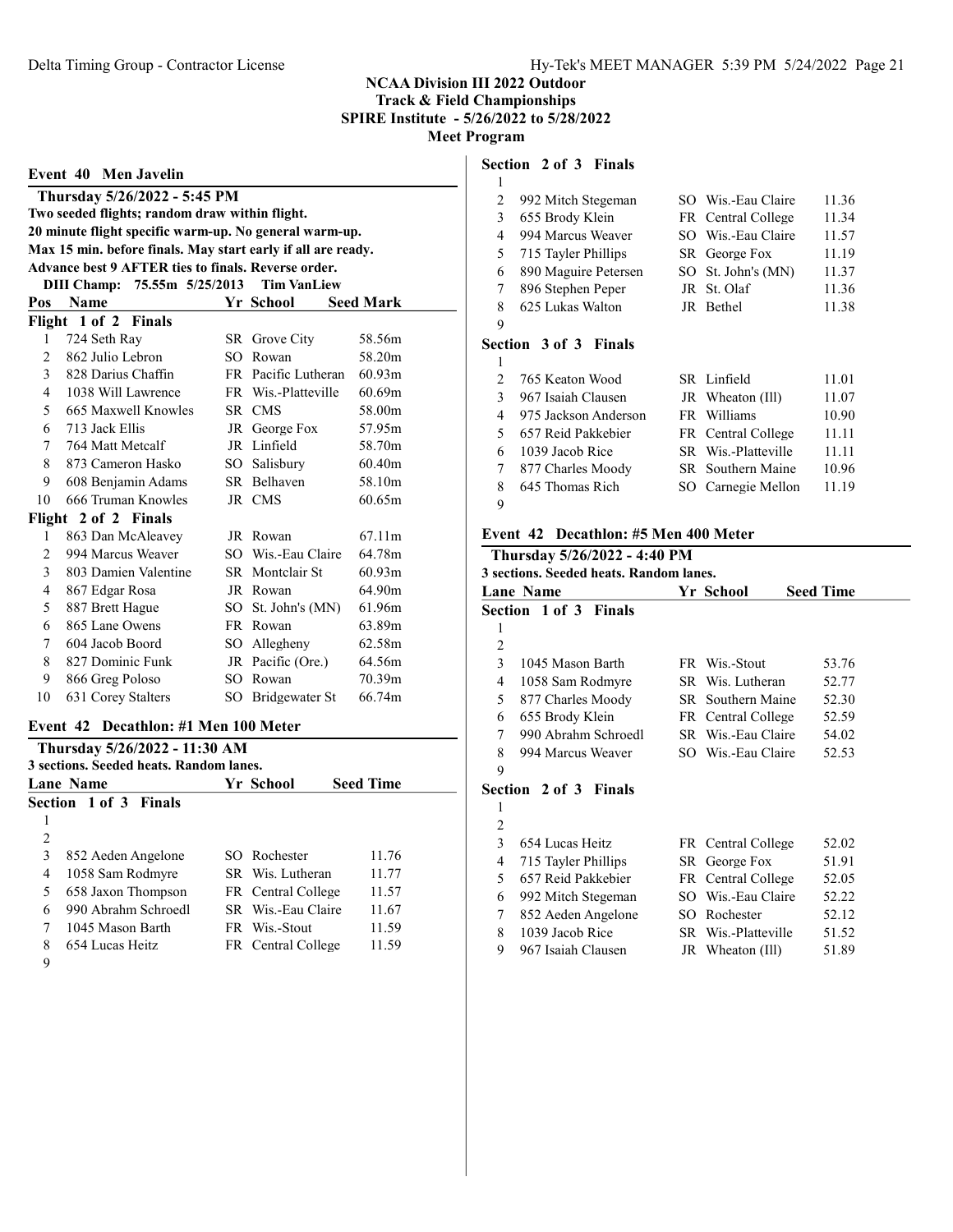## NCAA Division III 2022 Outdoor
## Track & Field Championships
## SPIRE Institute - 5/26/2022 to 5/28/2022
## Meet Program

### Event 40 Men Javelin

**Thursday 5/26/2022 - 5:45 PM**

**Two seeded flights; random draw within flight.**
**20 minute flight specific warm-up. No general warm-up.**
**Max 15 min. before finals. May start early if all are ready.**
**Advance best 9 AFTER ties to finals. Reverse order.**

**DIII Champ: 75.55m 5/25/2013 Tim VanLiew**

| Pos | Name | Yr | School | Seed Mark |
|---|---|---|---|---|
| **Flight 1 of 2 Finals** | | | | |
| 1 | 724 Seth Ray | SR | Grove City | 58.56m |
| 2 | 862 Julio Lebron | SO | Rowan | 58.20m |
| 3 | 828 Darius Chaffin | FR | Pacific Lutheran | 60.93m |
| 4 | 1038 Will Lawrence | FR | Wis.-Platteville | 60.69m |
| 5 | 665 Maxwell Knowles | SR | CMS | 58.00m |
| 6 | 713 Jack Ellis | JR | George Fox | 57.95m |
| 7 | 764 Matt Metcalf | JR | Linfield | 58.70m |
| 8 | 873 Cameron Hasko | SO | Salisbury | 60.40m |
| 9 | 608 Benjamin Adams | SR | Belhaven | 58.10m |
| 10 | 666 Truman Knowles | JR | CMS | 60.65m |
| **Flight 2 of 2 Finals** | | | | |
| 1 | 863 Dan McAleavey | JR | Rowan | 67.11m |
| 2 | 994 Marcus Weaver | SO | Wis.-Eau Claire | 64.78m |
| 3 | 803 Damien Valentine | SR | Montclair St | 60.93m |
| 4 | 867 Edgar Rosa | JR | Rowan | 64.90m |
| 5 | 887 Brett Hague | SO | St. John's (MN) | 61.96m |
| 6 | 865 Lane Owens | FR | Rowan | 63.89m |
| 7 | 604 Jacob Boord | SO | Allegheny | 62.58m |
| 8 | 827 Dominic Funk | JR | Pacific (Ore.) | 64.56m |
| 9 | 866 Greg Poloso | SO | Rowan | 70.39m |
| 10 | 631 Corey Stalters | SO | Bridgewater St | 66.74m |

### Event 42 Decathlon: #1 Men 100 Meter

**Thursday 5/26/2022 - 11:30 AM**

**3 sections. Seeded heats. Random lanes.**

| Lane | Name | Yr | School | Seed Time |
|---|---|---|---|---|
| **Section 1 of 3 Finals** | | | | |
| 1 | | | | |
| 2 | | | | |
| 3 | 852 Aeden Angelone | SO | Rochester | 11.76 |
| 4 | 1058 Sam Rodmyre | SR | Wis. Lutheran | 11.77 |
| 5 | 658 Jaxon Thompson | FR | Central College | 11.57 |
| 6 | 990 Abrahm Schroedl | SR | Wis.-Eau Claire | 11.67 |
| 7 | 1045 Mason Barth | FR | Wis.-Stout | 11.59 |
| 8 | 654 Lucas Heitz | FR | Central College | 11.59 |
| 9 | | | | |
| **Section 2 of 3 Finals** | | | | |
| 1 | | | | |
| 2 | 992 Mitch Stegeman | SO | Wis.-Eau Claire | 11.36 |
| 3 | 655 Brody Klein | FR | Central College | 11.34 |
| 4 | 994 Marcus Weaver | SO | Wis.-Eau Claire | 11.57 |
| 5 | 715 Tayler Phillips | SR | George Fox | 11.19 |
| 6 | 890 Maguire Petersen | SO | St. John's (MN) | 11.37 |
| 7 | 896 Stephen Peper | JR | St. Olaf | 11.36 |
| 8 | 625 Lukas Walton | JR | Bethel | 11.38 |
| 9 | | | | |
| **Section 3 of 3 Finals** | | | | |
| 1 | | | | |
| 2 | 765 Keaton Wood | SR | Linfield | 11.01 |
| 3 | 967 Isaiah Clausen | JR | Wheaton (Ill) | 11.07 |
| 4 | 975 Jackson Anderson | FR | Williams | 10.90 |
| 5 | 657 Reid Pakkebier | FR | Central College | 11.11 |
| 6 | 1039 Jacob Rice | SR | Wis.-Platteville | 11.11 |
| 7 | 877 Charles Moody | SR | Southern Maine | 10.96 |
| 8 | 645 Thomas Rich | SO | Carnegie Mellon | 11.19 |
| 9 | | | | |

### Event 42 Decathlon: #5 Men 400 Meter

**Thursday 5/26/2022 - 4:40 PM**

**3 sections. Seeded heats. Random lanes.**

| Lane | Name | Yr | School | Seed Time |
|---|---|---|---|---|
| **Section 1 of 3 Finals** | | | | |
| 1 | | | | |
| 2 | | | | |
| 3 | 1045 Mason Barth | FR | Wis.-Stout | 53.76 |
| 4 | 1058 Sam Rodmyre | SR | Wis. Lutheran | 52.77 |
| 5 | 877 Charles Moody | SR | Southern Maine | 52.30 |
| 6 | 655 Brody Klein | FR | Central College | 52.59 |
| 7 | 990 Abrahm Schroedl | SR | Wis.-Eau Claire | 54.02 |
| 8 | 994 Marcus Weaver | SO | Wis.-Eau Claire | 52.53 |
| 9 | | | | |
| **Section 2 of 3 Finals** | | | | |
| 1 | | | | |
| 2 | | | | |
| 3 | 654 Lucas Heitz | FR | Central College | 52.02 |
| 4 | 715 Tayler Phillips | SR | George Fox | 51.91 |
| 5 | 657 Reid Pakkebier | FR | Central College | 52.05 |
| 6 | 992 Mitch Stegeman | SO | Wis.-Eau Claire | 52.22 |
| 7 | 852 Aeden Angelone | SO | Rochester | 52.12 |
| 8 | 1039 Jacob Rice | SR | Wis.-Platteville | 51.52 |
| 9 | 967 Isaiah Clausen | JR | Wheaton (Ill) | 51.89 |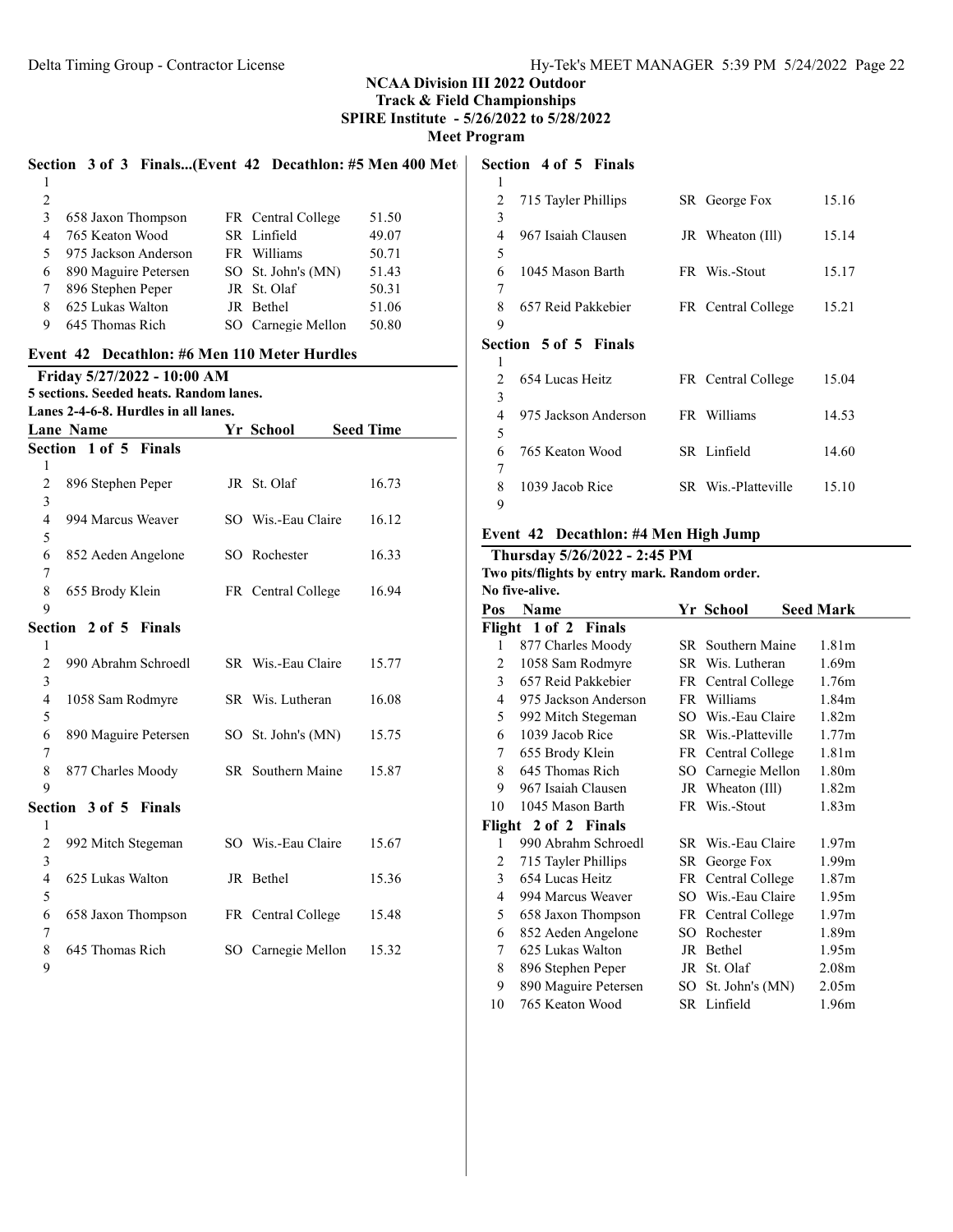## NCAA Division III 2022 Outdoor Track & Field Championships

**SPIRE Institute - 5/26/2022 to 5/28/2022**

**Meet Program**

### Section 3 of 3 Finals...(Event 42 Decathlon: #5 Men 400 Meter Dash)

| Lane | Name | Yr | School | Seed Time |
|---|---|---|---|---|
| 1 | | | | |
| 2 | | | | |
| 3 | 658 Jaxon Thompson | FR | Central College | 51.50 |
| 4 | 765 Keaton Wood | SR | Linfield | 49.07 |
| 5 | 975 Jackson Anderson | FR | Williams | 50.71 |
| 6 | 890 Maguire Petersen | SO | St. John's (MN) | 51.43 |
| 7 | 896 Stephen Peper | JR | St. Olaf | 50.31 |
| 8 | 625 Lukas Walton | JR | Bethel | 51.06 |
| 9 | 645 Thomas Rich | SO | Carnegie Mellon | 50.80 |

## Event 42 Decathlon: #6 Men 110 Meter Hurdles

**Friday 5/27/2022 - 10:00 AM**

**5 sections. Seeded heats. Random lanes.**

**Lanes 2-4-6-8. Hurdles in all lanes.**

| Lane | Name | Yr | School | Seed Time |
|---|---|---|---|---|
| **Section 1 of 5 Finals** | | | | |
| 1 | | | | |
| 2 | 896 Stephen Peper | JR | St. Olaf | 16.73 |
| 3 | | | | |
| 4 | 994 Marcus Weaver | SO | Wis.-Eau Claire | 16.12 |
| 5 | | | | |
| 6 | 852 Aeden Angelone | SO | Rochester | 16.33 |
| 7 | | | | |
| 8 | 655 Brody Klein | FR | Central College | 16.94 |
| 9 | | | | |
| **Section 2 of 5 Finals** | | | | |
| 1 | | | | |
| 2 | 990 Abrahm Schroedl | SR | Wis.-Eau Claire | 15.77 |
| 3 | | | | |
| 4 | 1058 Sam Rodmyre | SR | Wis. Lutheran | 16.08 |
| 5 | | | | |
| 6 | 890 Maguire Petersen | SO | St. John's (MN) | 15.75 |
| 7 | | | | |
| 8 | 877 Charles Moody | SR | Southern Maine | 15.87 |
| 9 | | | | |
| **Section 3 of 5 Finals** | | | | |
| 1 | | | | |
| 2 | 992 Mitch Stegeman | SO | Wis.-Eau Claire | 15.67 |
| 3 | | | | |
| 4 | 625 Lukas Walton | JR | Bethel | 15.36 |
| 5 | | | | |
| 6 | 658 Jaxon Thompson | FR | Central College | 15.48 |
| 7 | | | | |
| 8 | 645 Thomas Rich | SO | Carnegie Mellon | 15.32 |
| 9 | | | | |
| **Section 4 of 5 Finals** | | | | |
| 1 | | | | |
| 2 | 715 Tayler Phillips | SR | George Fox | 15.16 |
| 3 | | | | |
| 4 | 967 Isaiah Clausen | JR | Wheaton (Ill) | 15.14 |
| 5 | | | | |
| 6 | 1045 Mason Barth | FR | Wis.-Stout | 15.17 |
| 7 | | | | |
| 8 | 657 Reid Pakkebier | FR | Central College | 15.21 |
| 9 | | | | |
| **Section 5 of 5 Finals** | | | | |
| 1 | | | | |
| 2 | 654 Lucas Heitz | FR | Central College | 15.04 |
| 3 | | | | |
| 4 | 975 Jackson Anderson | FR | Williams | 14.53 |
| 5 | | | | |
| 6 | 765 Keaton Wood | SR | Linfield | 14.60 |
| 7 | | | | |
| 8 | 1039 Jacob Rice | SR | Wis.-Platteville | 15.10 |
| 9 | | | | |

## Event 42 Decathlon: #4 Men High Jump

**Thursday 5/26/2022 - 2:45 PM**

**Two pits/flights by entry mark. Random order.**

**No five-alive.**

| Pos | Name | Yr | School | Seed Mark |
|---|---|---|---|---|
| **Flight 1 of 2 Finals** | | | | |
| 1 | 877 Charles Moody | SR | Southern Maine | 1.81m |
| 2 | 1058 Sam Rodmyre | SR | Wis. Lutheran | 1.69m |
| 3 | 657 Reid Pakkebier | FR | Central College | 1.76m |
| 4 | 975 Jackson Anderson | FR | Williams | 1.84m |
| 5 | 992 Mitch Stegeman | SO | Wis.-Eau Claire | 1.82m |
| 6 | 1039 Jacob Rice | SR | Wis.-Platteville | 1.77m |
| 7 | 655 Brody Klein | FR | Central College | 1.81m |
| 8 | 645 Thomas Rich | SO | Carnegie Mellon | 1.80m |
| 9 | 967 Isaiah Clausen | JR | Wheaton (Ill) | 1.82m |
| 10 | 1045 Mason Barth | FR | Wis.-Stout | 1.83m |
| **Flight 2 of 2 Finals** | | | | |
| 1 | 990 Abrahm Schroedl | SR | Wis.-Eau Claire | 1.97m |
| 2 | 715 Tayler Phillips | SR | George Fox | 1.99m |
| 3 | 654 Lucas Heitz | FR | Central College | 1.87m |
| 4 | 994 Marcus Weaver | SO | Wis.-Eau Claire | 1.95m |
| 5 | 658 Jaxon Thompson | FR | Central College | 1.97m |
| 6 | 852 Aeden Angelone | SO | Rochester | 1.89m |
| 7 | 625 Lukas Walton | JR | Bethel | 1.95m |
| 8 | 896 Stephen Peper | JR | St. Olaf | 2.08m |
| 9 | 890 Maguire Petersen | SO | St. John's (MN) | 2.05m |
| 10 | 765 Keaton Wood | SR | Linfield | 1.96m |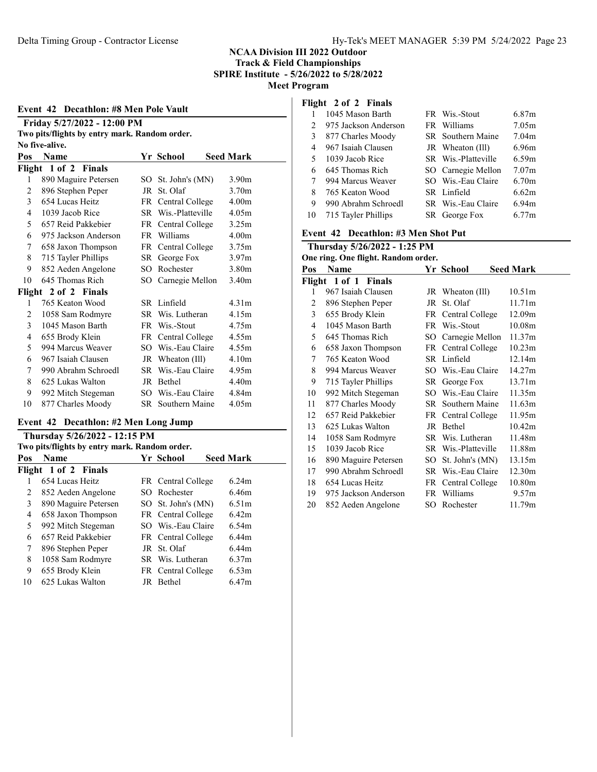## NCAA Division III 2022 Outdoor Track & Field Championships

**SPIRE Institute - 5/26/2022 to 5/28/2022**

**Meet Program**

### Event 42 Decathlon: #8 Men Pole Vault

**Friday 5/27/2022 - 12:00 PM**

**Two pits/flights by entry mark. Random order.**

**No five-alive.**

| Pos | Name | Yr | School | Seed Mark |
|---|---|---|---|---|
| **Flight 1 of 2 Finals** | | | | |
| 1 | 890 Maguire Petersen | SO | St. John's (MN) | 3.90m |
| 2 | 896 Stephen Peper | JR | St. Olaf | 3.70m |
| 3 | 654 Lucas Heitz | FR | Central College | 4.00m |
| 4 | 1039 Jacob Rice | SR | Wis.-Platteville | 4.05m |
| 5 | 657 Reid Pakkebier | FR | Central College | 3.25m |
| 6 | 975 Jackson Anderson | FR | Williams | 4.00m |
| 7 | 658 Jaxon Thompson | FR | Central College | 3.75m |
| 8 | 715 Tayler Phillips | SR | George Fox | 3.97m |
| 9 | 852 Aeden Angelone | SO | Rochester | 3.80m |
| 10 | 645 Thomas Rich | SO | Carnegie Mellon | 3.40m |
| **Flight 2 of 2 Finals** | | | | |
| 1 | 765 Keaton Wood | SR | Linfield | 4.31m |
| 2 | 1058 Sam Rodmyre | SR | Wis. Lutheran | 4.15m |
| 3 | 1045 Mason Barth | FR | Wis.-Stout | 4.75m |
| 4 | 655 Brody Klein | FR | Central College | 4.55m |
| 5 | 994 Marcus Weaver | SO | Wis.-Eau Claire | 4.55m |
| 6 | 967 Isaiah Clausen | JR | Wheaton (Ill) | 4.10m |
| 7 | 990 Abrahm Schroedl | SR | Wis.-Eau Claire | 4.95m |
| 8 | 625 Lukas Walton | JR | Bethel | 4.40m |
| 9 | 992 Mitch Stegeman | SO | Wis.-Eau Claire | 4.84m |
| 10 | 877 Charles Moody | SR | Southern Maine | 4.05m |

### Event 42 Decathlon: #2 Men Long Jump

**Thursday 5/26/2022 - 12:15 PM**

**Two pits/flights by entry mark. Random order.**

| Pos | Name | Yr | School | Seed Mark |
|---|---|---|---|---|
| **Flight 1 of 2 Finals** | | | | |
| 1 | 654 Lucas Heitz | FR | Central College | 6.24m |
| 2 | 852 Aeden Angelone | SO | Rochester | 6.46m |
| 3 | 890 Maguire Petersen | SO | St. John's (MN) | 6.51m |
| 4 | 658 Jaxon Thompson | FR | Central College | 6.42m |
| 5 | 992 Mitch Stegeman | SO | Wis.-Eau Claire | 6.54m |
| 6 | 657 Reid Pakkebier | FR | Central College | 6.44m |
| 7 | 896 Stephen Peper | JR | St. Olaf | 6.44m |
| 8 | 1058 Sam Rodmyre | SR | Wis. Lutheran | 6.37m |
| 9 | 655 Brody Klein | FR | Central College | 6.53m |
| 10 | 625 Lukas Walton | JR | Bethel | 6.47m |
| **Flight 2 of 2 Finals** | | | | |
| 1 | 1045 Mason Barth | FR | Wis.-Stout | 6.87m |
| 2 | 975 Jackson Anderson | FR | Williams | 7.05m |
| 3 | 877 Charles Moody | SR | Southern Maine | 7.04m |
| 4 | 967 Isaiah Clausen | JR | Wheaton (Ill) | 6.96m |
| 5 | 1039 Jacob Rice | SR | Wis.-Platteville | 6.59m |
| 6 | 645 Thomas Rich | SO | Carnegie Mellon | 7.07m |
| 7 | 994 Marcus Weaver | SO | Wis.-Eau Claire | 6.70m |
| 8 | 765 Keaton Wood | SR | Linfield | 6.62m |
| 9 | 990 Abrahm Schroedl | SR | Wis.-Eau Claire | 6.94m |
| 10 | 715 Tayler Phillips | SR | George Fox | 6.77m |

### Event 42 Decathlon: #3 Men Shot Put

**Thursday 5/26/2022 - 1:25 PM**

**One ring. One flight. Random order.**

| Pos | Name | Yr | School | Seed Mark |
|---|---|---|---|---|
| **Flight 1 of 1 Finals** | | | | |
| 1 | 967 Isaiah Clausen | JR | Wheaton (Ill) | 10.51m |
| 2 | 896 Stephen Peper | JR | St. Olaf | 11.71m |
| 3 | 655 Brody Klein | FR | Central College | 12.09m |
| 4 | 1045 Mason Barth | FR | Wis.-Stout | 10.08m |
| 5 | 645 Thomas Rich | SO | Carnegie Mellon | 11.37m |
| 6 | 658 Jaxon Thompson | FR | Central College | 10.23m |
| 7 | 765 Keaton Wood | SR | Linfield | 12.14m |
| 8 | 994 Marcus Weaver | SO | Wis.-Eau Claire | 14.27m |
| 9 | 715 Tayler Phillips | SR | George Fox | 13.71m |
| 10 | 992 Mitch Stegeman | SO | Wis.-Eau Claire | 11.35m |
| 11 | 877 Charles Moody | SR | Southern Maine | 11.63m |
| 12 | 657 Reid Pakkebier | FR | Central College | 11.95m |
| 13 | 625 Lukas Walton | JR | Bethel | 10.42m |
| 14 | 1058 Sam Rodmyre | SR | Wis. Lutheran | 11.48m |
| 15 | 1039 Jacob Rice | SR | Wis.-Platteville | 11.88m |
| 16 | 890 Maguire Petersen | SO | St. John's (MN) | 13.15m |
| 17 | 990 Abrahm Schroedl | SR | Wis.-Eau Claire | 12.30m |
| 18 | 654 Lucas Heitz | FR | Central College | 10.80m |
| 19 | 975 Jackson Anderson | FR | Williams | 9.57m |
| 20 | 852 Aeden Angelone | SO | Rochester | 11.79m |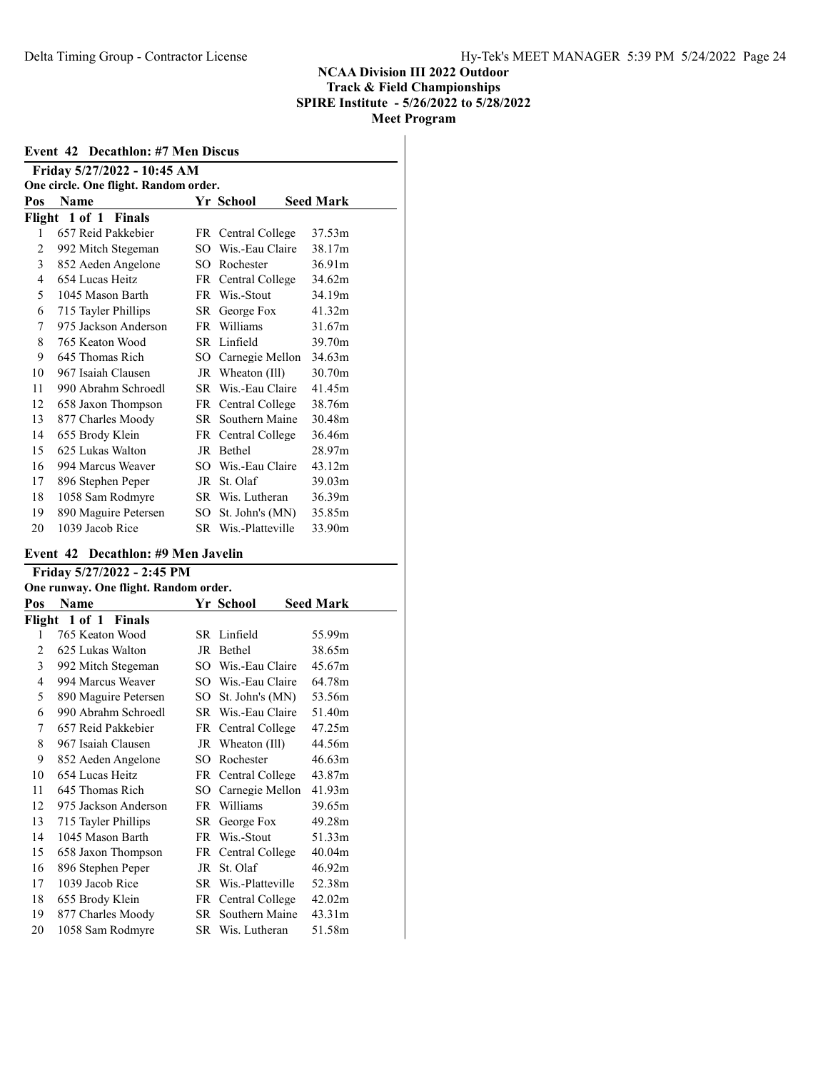## Event 42 Decathlon: #7 Men Discus

**Friday 5/27/2022 - 10:45 AM**

**One circle. One flight. Random order.**

| Pos | Name | Yr | School | Seed Mark |
|---|---|---|---|---|
| **Flight 1 of 1 Finals** | | | | |
| 1 | 657 Reid Pakkebier | FR | Central College | 37.53m |
| 2 | 992 Mitch Stegeman | SO | Wis.-Eau Claire | 38.17m |
| 3 | 852 Aeden Angelone | SO | Rochester | 36.91m |
| 4 | 654 Lucas Heitz | FR | Central College | 34.62m |
| 5 | 1045 Mason Barth | FR | Wis.-Stout | 34.19m |
| 6 | 715 Tayler Phillips | SR | George Fox | 41.32m |
| 7 | 975 Jackson Anderson | FR | Williams | 31.67m |
| 8 | 765 Keaton Wood | SR | Linfield | 39.70m |
| 9 | 645 Thomas Rich | SO | Carnegie Mellon | 34.63m |
| 10 | 967 Isaiah Clausen | JR | Wheaton (Ill) | 30.70m |
| 11 | 990 Abrahm Schroedl | SR | Wis.-Eau Claire | 41.45m |
| 12 | 658 Jaxon Thompson | FR | Central College | 38.76m |
| 13 | 877 Charles Moody | SR | Southern Maine | 30.48m |
| 14 | 655 Brody Klein | FR | Central College | 36.46m |
| 15 | 625 Lukas Walton | JR | Bethel | 28.97m |
| 16 | 994 Marcus Weaver | SO | Wis.-Eau Claire | 43.12m |
| 17 | 896 Stephen Peper | JR | St. Olaf | 39.03m |
| 18 | 1058 Sam Rodmyre | SR | Wis. Lutheran | 36.39m |
| 19 | 890 Maguire Petersen | SO | St. John's (MN) | 35.85m |
| 20 | 1039 Jacob Rice | SR | Wis.-Platteville | 33.90m |

## Event 42 Decathlon: #9 Men Javelin

**Friday 5/27/2022 - 2:45 PM**

**One runway. One flight. Random order.**

| Pos | Name | Yr | School | Seed Mark |
|---|---|---|---|---|
| **Flight 1 of 1 Finals** | | | | |
| 1 | 765 Keaton Wood | SR | Linfield | 55.99m |
| 2 | 625 Lukas Walton | JR | Bethel | 38.65m |
| 3 | 992 Mitch Stegeman | SO | Wis.-Eau Claire | 45.67m |
| 4 | 994 Marcus Weaver | SO | Wis.-Eau Claire | 64.78m |
| 5 | 890 Maguire Petersen | SO | St. John's (MN) | 53.56m |
| 6 | 990 Abrahm Schroedl | SR | Wis.-Eau Claire | 51.40m |
| 7 | 657 Reid Pakkebier | FR | Central College | 47.25m |
| 8 | 967 Isaiah Clausen | JR | Wheaton (Ill) | 44.56m |
| 9 | 852 Aeden Angelone | SO | Rochester | 46.63m |
| 10 | 654 Lucas Heitz | FR | Central College | 43.87m |
| 11 | 645 Thomas Rich | SO | Carnegie Mellon | 41.93m |
| 12 | 975 Jackson Anderson | FR | Williams | 39.65m |
| 13 | 715 Tayler Phillips | SR | George Fox | 49.28m |
| 14 | 1045 Mason Barth | FR | Wis.-Stout | 51.33m |
| 15 | 658 Jaxon Thompson | FR | Central College | 40.04m |
| 16 | 896 Stephen Peper | JR | St. Olaf | 46.92m |
| 17 | 1039 Jacob Rice | SR | Wis.-Platteville | 52.38m |
| 18 | 655 Brody Klein | FR | Central College | 42.02m |
| 19 | 877 Charles Moody | SR | Southern Maine | 43.31m |
| 20 | 1058 Sam Rodmyre | SR | Wis. Lutheran | 51.58m |